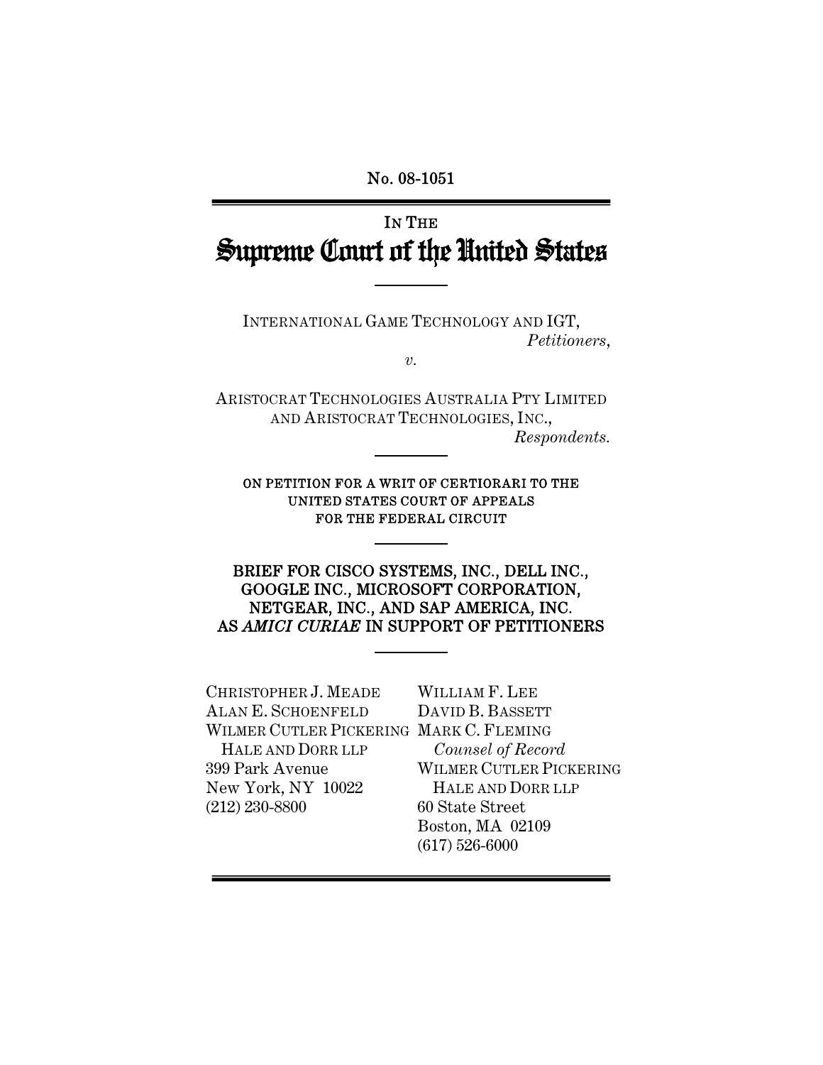No. 08-1051

IN THE

# Supreme Court of the United States

---

INTERNATIONAL GAME TECHNOLOGY AND IGT,
*Petitioners*,

*v.*

ARISTOCRAT TECHNOLOGIES AUSTRALIA PTY LIMITED AND ARISTOCRAT TECHNOLOGIES, INC.,
*Respondents.*

---

ON PETITION FOR A WRIT OF CERTIORARI TO THE UNITED STATES COURT OF APPEALS FOR THE FEDERAL CIRCUIT

---

**BRIEF FOR CISCO SYSTEMS, INC., DELL INC., GOOGLE INC., MICROSOFT CORPORATION, NETGEAR, INC., AND SAP AMERICA, INC. AS *AMICI CURIAE* IN SUPPORT OF PETITIONERS**

---

CHRISTOPHER J. MEADE
ALAN E. SCHOENFELD
WILMER CUTLER PICKERING HALE AND DORR LLP
399 Park Avenue
New York, NY 10022
(212) 230-8800

WILLIAM F. LEE
DAVID B. BASSETT
MARK C. FLEMING
*Counsel of Record*
WILMER CUTLER PICKERING HALE AND DORR LLP
60 State Street
Boston, MA 02109
(617) 526-6000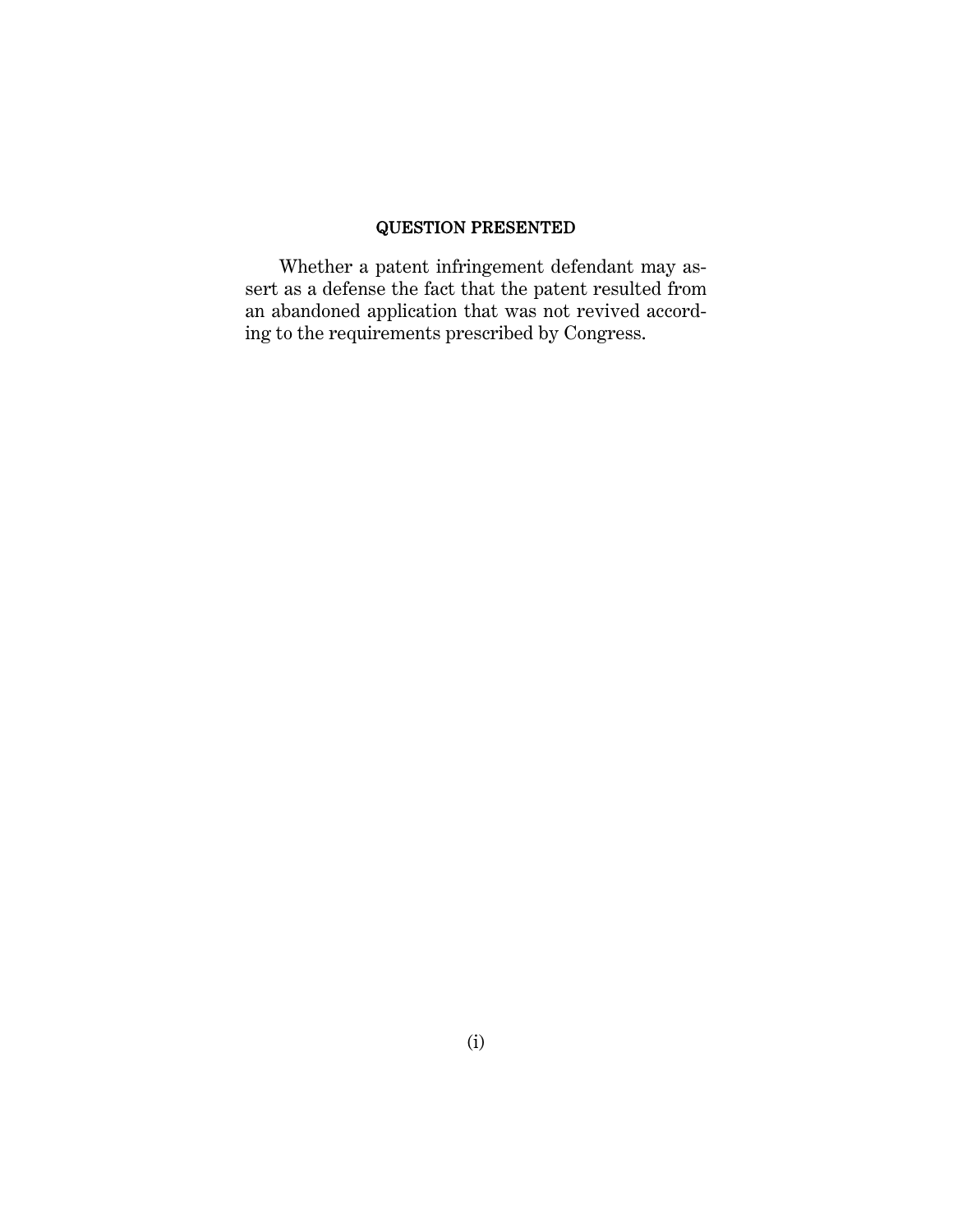## QUESTION PRESENTED

Whether a patent infringement defendant may assert as a defense the fact that the patent resulted from an abandoned application that was not revived according to the requirements prescribed by Congress.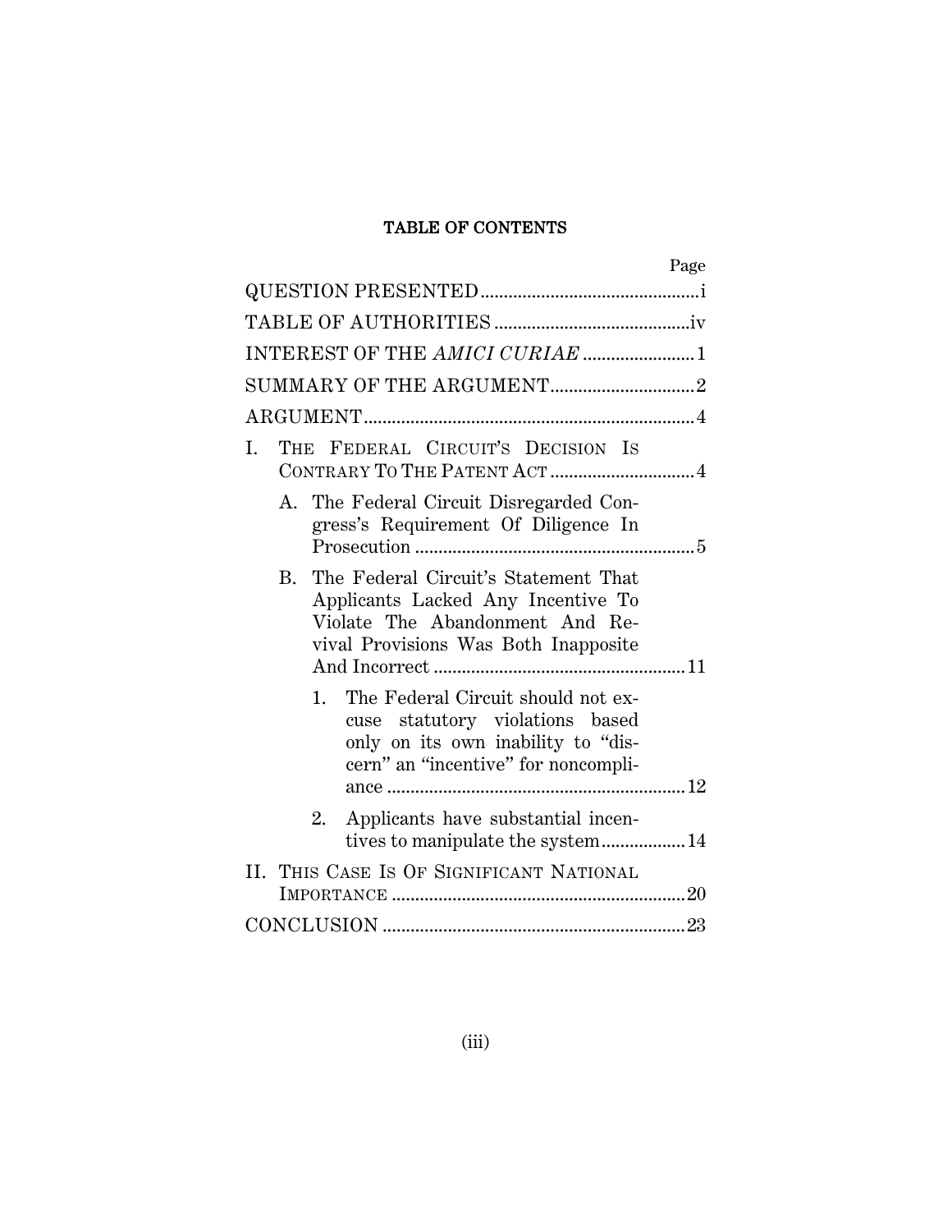# TABLE OF CONTENTS

| | Page |
|---|---|
| QUESTION PRESENTED | i |
| TABLE OF AUTHORITIES | iv |
| INTEREST OF THE *AMICI CURIAE* | 1 |
| SUMMARY OF THE ARGUMENT | 2 |
| ARGUMENT | 4 |
| I. THE FEDERAL CIRCUIT'S DECISION IS CONTRARY TO THE PATENT ACT | 4 |
| A. The Federal Circuit Disregarded Congress's Requirement Of Diligence In Prosecution | 5 |
| B. The Federal Circuit's Statement That Applicants Lacked Any Incentive To Violate The Abandonment And Revival Provisions Was Both Inapposite And Incorrect | 11 |
| 1. The Federal Circuit should not excuse statutory violations based only on its own inability to "discern" an "incentive" for noncompliance | 12 |
| 2. Applicants have substantial incentives to manipulate the system | 14 |
| II. THIS CASE IS OF SIGNIFICANT NATIONAL IMPORTANCE | 20 |
| CONCLUSION | 23 |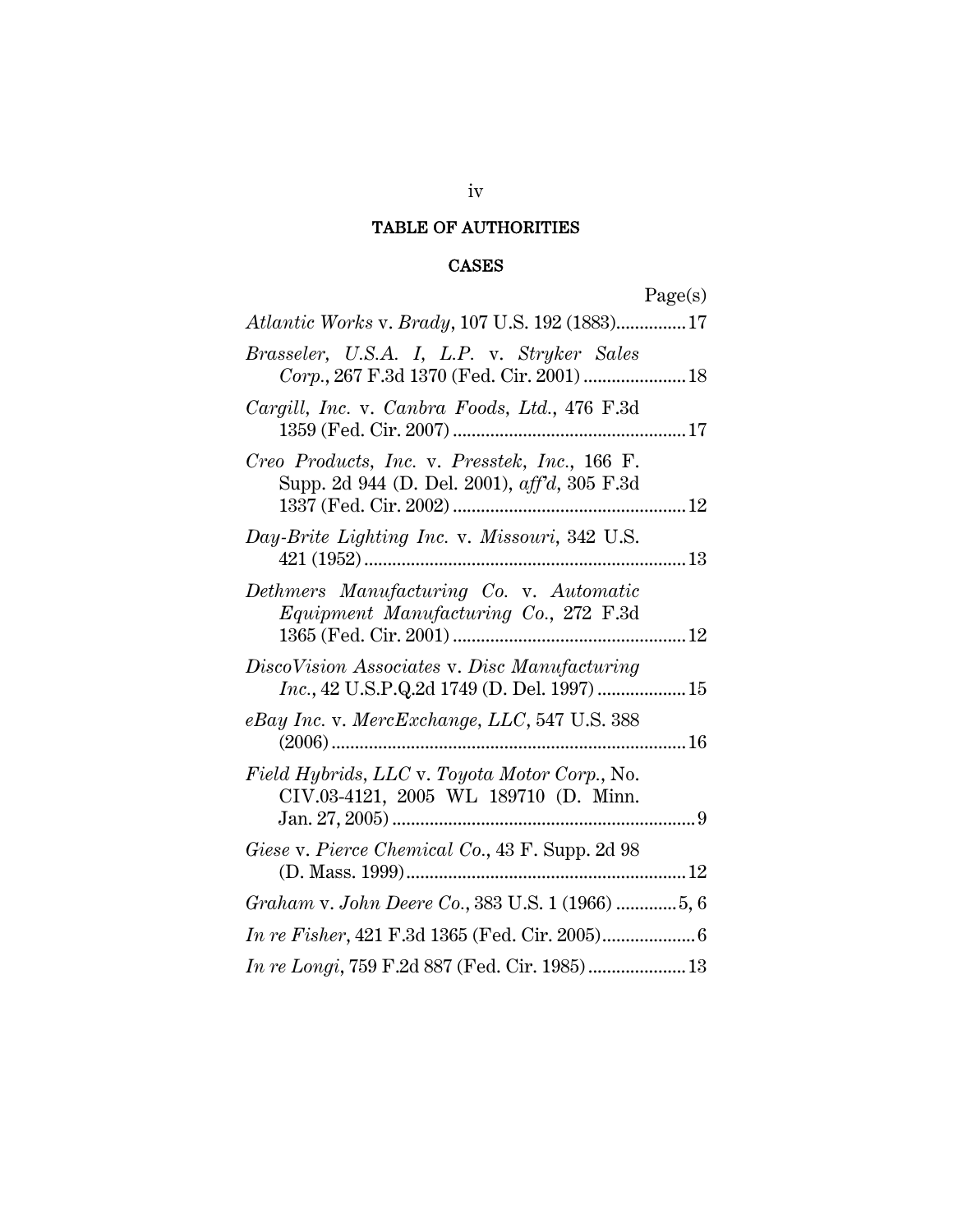# TABLE OF AUTHORITIES

## CASES

Page(s)

*Atlantic Works* v. *Brady*, 107 U.S. 192 (1883)............... 17

*Brasseler, U.S.A. I, L.P.* v. *Stryker Sales Corp.*, 267 F.3d 1370 (Fed. Cir. 2001) ...................... 18

*Cargill, Inc.* v. *Canbra Foods, Ltd.*, 476 F.3d 1359 (Fed. Cir. 2007) .................................................. 17

*Creo Products, Inc.* v. *Presstek, Inc.*, 166 F. Supp. 2d 944 (D. Del. 2001), *aff'd*, 305 F.3d 1337 (Fed. Cir. 2002) .................................................. 12

*Day-Brite Lighting Inc.* v. *Missouri*, 342 U.S. 421 (1952) ..................................................................... 13

*Dethmers Manufacturing Co.* v. *Automatic Equipment Manufacturing Co.*, 272 F.3d 1365 (Fed. Cir. 2001) .................................................. 12

*DiscoVision Associates* v. *Disc Manufacturing Inc.*, 42 U.S.P.Q.2d 1749 (D. Del. 1997) ................... 15

*eBay Inc.* v. *MercExchange, LLC*, 547 U.S. 388 (2006) ............................................................................ 16

*Field Hybrids, LLC* v. *Toyota Motor Corp.*, No. CIV.03-4121, 2005 WL 189710 (D. Minn. Jan. 27, 2005) ................................................................. 9

*Giese* v. *Pierce Chemical Co.*, 43 F. Supp. 2d 98 (D. Mass. 1999) ............................................................ 12

*Graham* v. *John Deere Co.*, 383 U.S. 1 (1966) ............. 5, 6

*In re Fisher*, 421 F.3d 1365 (Fed. Cir. 2005).................... 6

*In re Longi*, 759 F.2d 887 (Fed. Cir. 1985) ..................... 13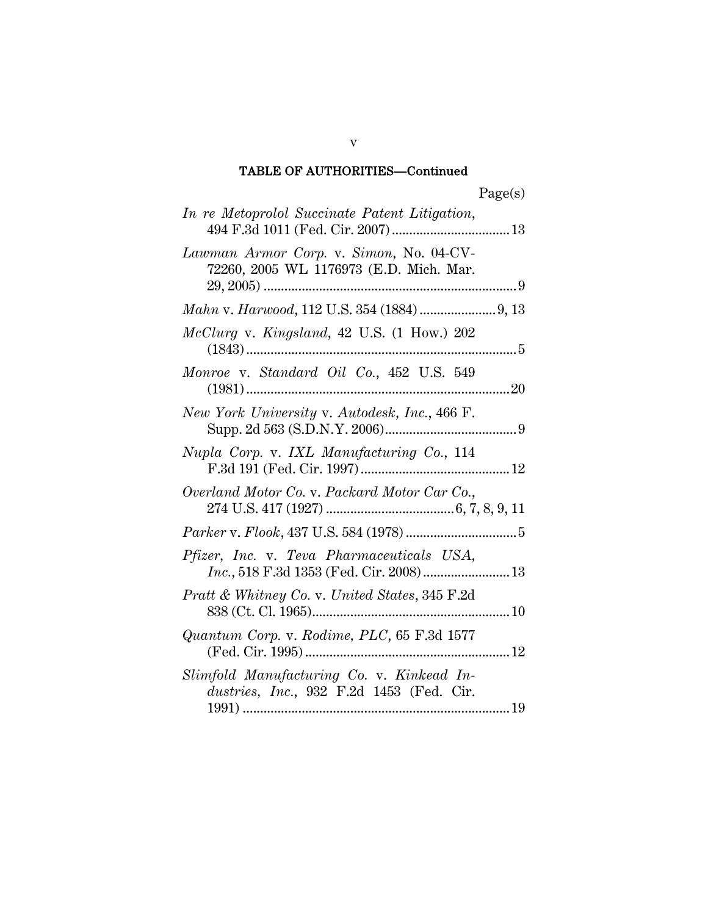## TABLE OF AUTHORITIES—Continued

Page(s)

*In re Metoprolol Succinate Patent Litigation*, 494 F.3d 1011 (Fed. Cir. 2007) .................................. 13

*Lawman Armor Corp.* v. *Simon*, No. 04-CV-72260, 2005 WL 1176973 (E.D. Mich. Mar. 29, 2005) .......................................................................... 9

*Mahn* v. *Harwood*, 112 U.S. 354 (1884) ...................... 9, 13

*McClurg* v. *Kingsland*, 42 U.S. (1 How.) 202 (1843) .............................................................................. 5

*Monroe* v. *Standard Oil Co.*, 452 U.S. 549 (1981) ............................................................................ 20

*New York University* v. *Autodesk, Inc.*, 466 F. Supp. 2d 563 (S.D.N.Y. 2006)...................................... 9

*Nupla Corp.* v. *IXL Manufacturing Co.*, 114 F.3d 191 (Fed. Cir. 1997) ........................................... 12

*Overland Motor Co.* v. *Packard Motor Car Co.*, 274 U.S. 417 (1927) ..................................... 6, 7, 8, 9, 11

*Parker* v. *Flook*, 437 U.S. 584 (1978) ................................ 5

*Pfizer, Inc.* v. *Teva Pharmaceuticals USA, Inc.*, 518 F.3d 1353 (Fed. Cir. 2008) ......................... 13

*Pratt & Whitney Co.* v. *United States*, 345 F.2d 838 (Ct. Cl. 1965).......................................................... 10

*Quantum Corp.* v. *Rodime, PLC*, 65 F.3d 1577 (Fed. Cir. 1995) ........................................................... 12

*Slimfold Manufacturing Co.* v. *Kinkead Industries, Inc.*, 932 F.2d 1453 (Fed. Cir. 1991) ............................................................................ 19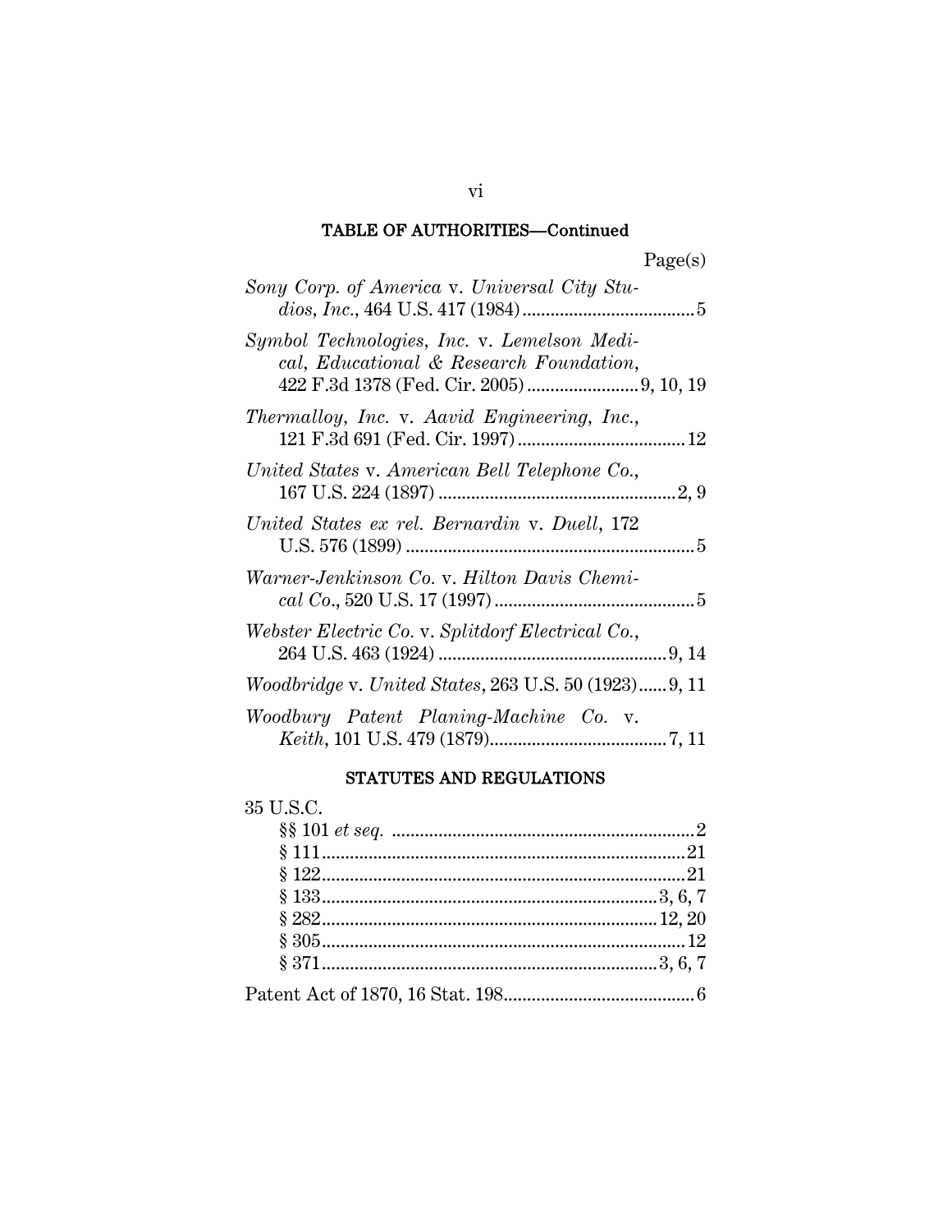## TABLE OF AUTHORITIES—Continued

Page(s)

*Sony Corp. of America* v. *Universal City Studios, Inc.*, 464 U.S. 417 (1984) .................................... 5

*Symbol Technologies, Inc.* v. *Lemelson Medical, Educational & Research Foundation*, 422 F.3d 1378 (Fed. Cir. 2005) ........................ 9, 10, 19

*Thermalloy, Inc.* v. *Aavid Engineering, Inc.*, 121 F.3d 691 (Fed. Cir. 1997) .................................... 12

*United States* v. *American Bell Telephone Co.*, 167 U.S. 224 (1897) .................................................. 2, 9

*United States ex rel. Bernardin* v. *Duell*, 172 U.S. 576 (1899) .............................................................. 5

*Warner-Jenkinson Co.* v. *Hilton Davis Chemical Co.*, 520 U.S. 17 (1997) .......................................... 5

*Webster Electric Co.* v. *Splitdorf Electrical Co.*, 264 U.S. 463 (1924) ................................................ 9, 14

*Woodbridge* v. *United States*, 263 U.S. 50 (1923) ...... 9, 11

*Woodbury Patent Planing-Machine Co.* v. *Keith*, 101 U.S. 479 (1879) ...................................... 7, 11

## STATUTES AND REGULATIONS

35 U.S.C.

§§ 101 *et seq.* ................................................................ 2
§ 111 ............................................................................ 21
§ 122 ............................................................................ 21
§ 133 ...................................................................... 3, 6, 7
§ 282 ...................................................................... 12, 20
§ 305 ............................................................................ 12
§ 371 ...................................................................... 3, 6, 7

Patent Act of 1870, 16 Stat. 198 ......................................... 6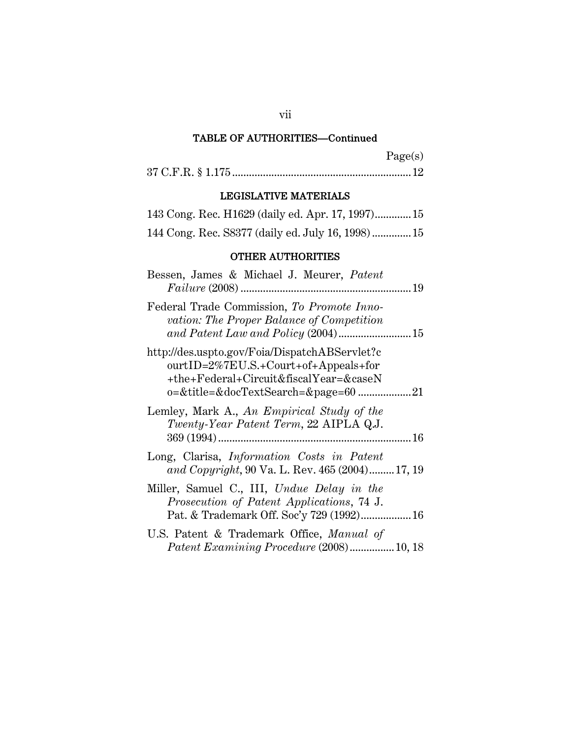## TABLE OF AUTHORITIES—Continued

Page(s)

37 C.F.R. § 1.175 ............................................................ 12

### LEGISLATIVE MATERIALS

143 Cong. Rec. H1629 (daily ed. Apr. 17, 1997)............. 15

144 Cong. Rec. S8377 (daily ed. July 16, 1998) .............. 15

### OTHER AUTHORITIES

Bessen, James & Michael J. Meurer, *Patent Failure* (2008) ............................................................ 19

Federal Trade Commission, *To Promote Innovation: The Proper Balance of Competition and Patent Law and Policy* (2004).......................... 15

http://des.uspto.gov/Foia/DispatchABServlet?courtID=2%7EU.S.+Court+of+Appeals+for+the+Federal+Circuit&fiscalYear=&caseNo=&title=&docTextSearch=&page=60 ................... 21

Lemley, Mark A., *An Empirical Study of the Twenty-Year Patent Term*, 22 AIPLA Q.J. 369 (1994)..................................................................... 16

Long, Clarisa, *Information Costs in Patent and Copyright*, 90 Va. L. Rev. 465 (2004)......... 17, 19

Miller, Samuel C., III, *Undue Delay in the Prosecution of Patent Applications*, 74 J. Pat. & Trademark Off. Soc'y 729 (1992).................. 16

U.S. Patent & Trademark Office, *Manual of Patent Examining Procedure* (2008)................ 10, 18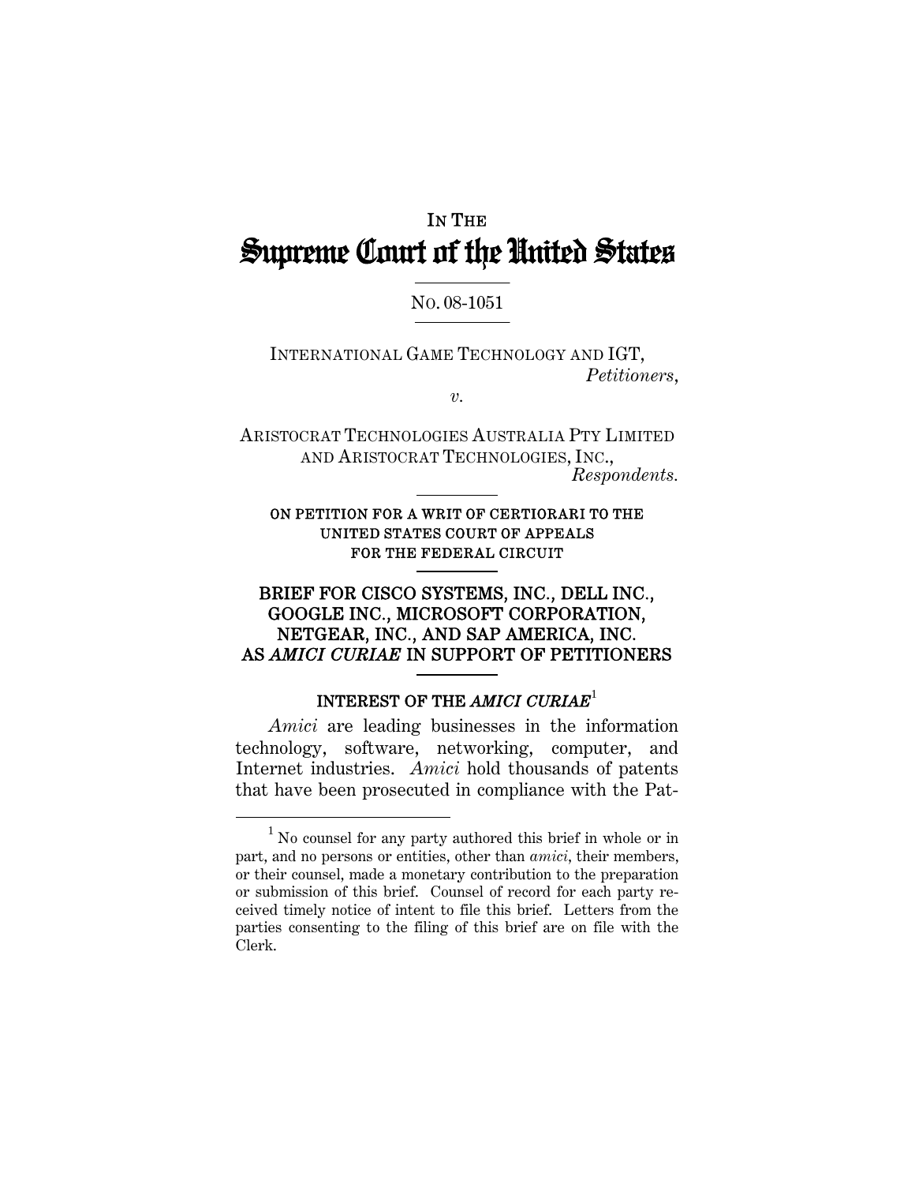IN THE
# Supreme Court of the United States

NO. 08-1051

INTERNATIONAL GAME TECHNOLOGY AND IGT,
*Petitioners*,

*v.*

ARISTOCRAT TECHNOLOGIES AUSTRALIA PTY LIMITED AND ARISTOCRAT TECHNOLOGIES, INC.,
*Respondents*.

ON PETITION FOR A WRIT OF CERTIORARI TO THE UNITED STATES COURT OF APPEALS FOR THE FEDERAL CIRCUIT

## BRIEF FOR CISCO SYSTEMS, INC., DELL INC., GOOGLE INC., MICROSOFT CORPORATION, NETGEAR, INC., AND SAP AMERICA, INC. AS *AMICI CURIAE* IN SUPPORT OF PETITIONERS

### INTEREST OF THE *AMICI CURIAE*[1]

*Amici* are leading businesses in the information technology, software, networking, computer, and Internet industries. *Amici* hold thousands of patents that have been prosecuted in compliance with the Pat-

[1] No counsel for any party authored this brief in whole or in part, and no persons or entities, other than *amici*, their members, or their counsel, made a monetary contribution to the preparation or submission of this brief. Counsel of record for each party received timely notice of intent to file this brief. Letters from the parties consenting to the filing of this brief are on file with the Clerk.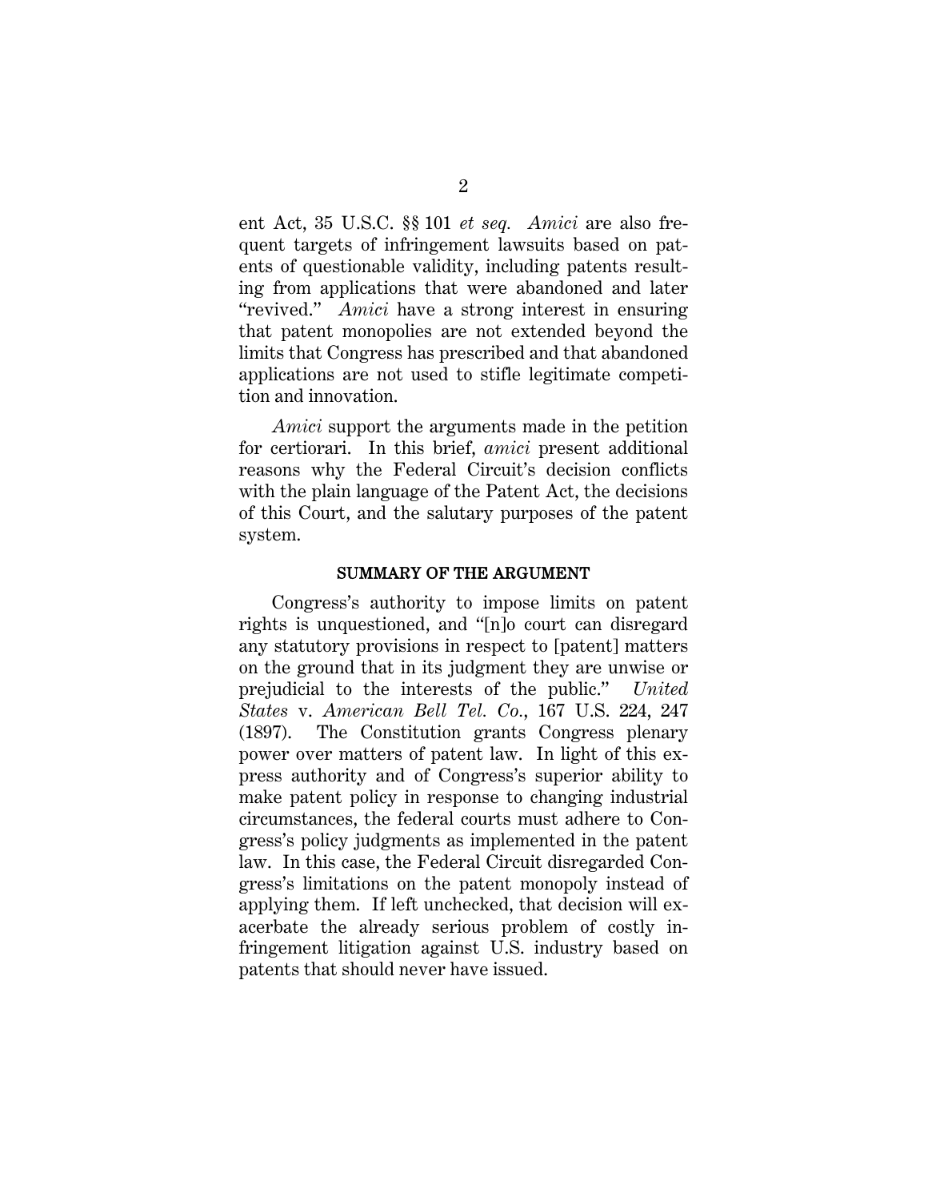ent Act, 35 U.S.C. §§ 101 *et seq.* *Amici* are also frequent targets of infringement lawsuits based on patents of questionable validity, including patents resulting from applications that were abandoned and later "revived." *Amici* have a strong interest in ensuring that patent monopolies are not extended beyond the limits that Congress has prescribed and that abandoned applications are not used to stifle legitimate competition and innovation.

*Amici* support the arguments made in the petition for certiorari. In this brief, *amici* present additional reasons why the Federal Circuit's decision conflicts with the plain language of the Patent Act, the decisions of this Court, and the salutary purposes of the patent system.

## SUMMARY OF THE ARGUMENT

Congress's authority to impose limits on patent rights is unquestioned, and "[n]o court can disregard any statutory provisions in respect to [patent] matters on the ground that in its judgment they are unwise or prejudicial to the interests of the public." *United States* v. *American Bell Tel. Co.*, 167 U.S. 224, 247 (1897). The Constitution grants Congress plenary power over matters of patent law. In light of this express authority and of Congress's superior ability to make patent policy in response to changing industrial circumstances, the federal courts must adhere to Congress's policy judgments as implemented in the patent law. In this case, the Federal Circuit disregarded Congress's limitations on the patent monopoly instead of applying them. If left unchecked, that decision will exacerbate the already serious problem of costly infringement litigation against U.S. industry based on patents that should never have issued.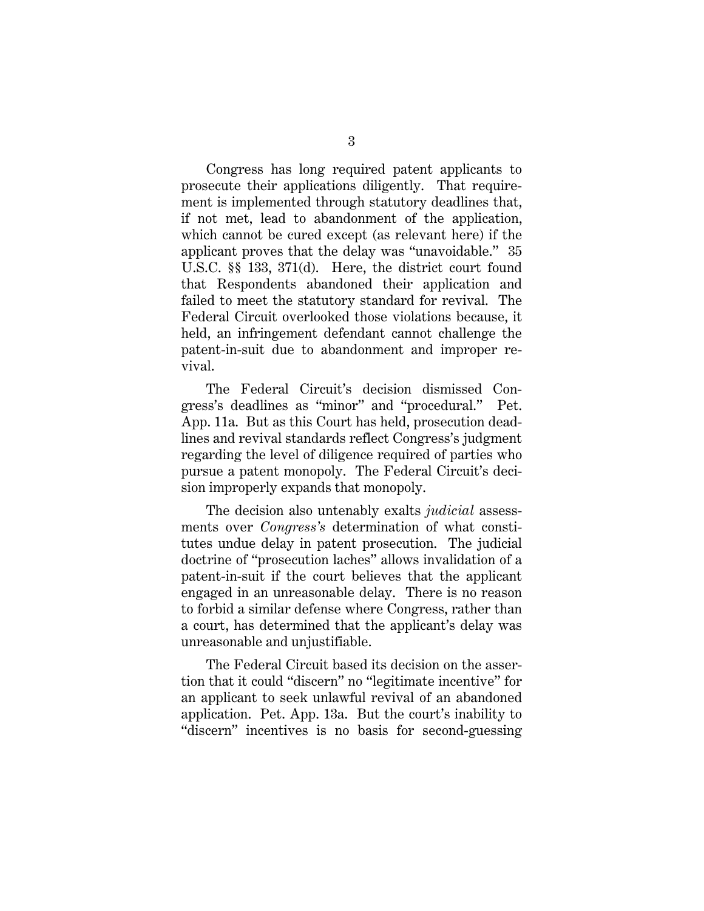Congress has long required patent applicants to prosecute their applications diligently. That requirement is implemented through statutory deadlines that, if not met, lead to abandonment of the application, which cannot be cured except (as relevant here) if the applicant proves that the delay was "unavoidable." 35 U.S.C. §§ 133, 371(d). Here, the district court found that Respondents abandoned their application and failed to meet the statutory standard for revival. The Federal Circuit overlooked those violations because, it held, an infringement defendant cannot challenge the patent-in-suit due to abandonment and improper revival.

The Federal Circuit's decision dismissed Congress's deadlines as "minor" and "procedural." Pet. App. 11a. But as this Court has held, prosecution deadlines and revival standards reflect Congress's judgment regarding the level of diligence required of parties who pursue a patent monopoly. The Federal Circuit's decision improperly expands that monopoly.

The decision also untenably exalts *judicial* assessments over *Congress's* determination of what constitutes undue delay in patent prosecution. The judicial doctrine of "prosecution laches" allows invalidation of a patent-in-suit if the court believes that the applicant engaged in an unreasonable delay. There is no reason to forbid a similar defense where Congress, rather than a court, has determined that the applicant's delay was unreasonable and unjustifiable.

The Federal Circuit based its decision on the assertion that it could "discern" no "legitimate incentive" for an applicant to seek unlawful revival of an abandoned application. Pet. App. 13a. But the court's inability to "discern" incentives is no basis for second-guessing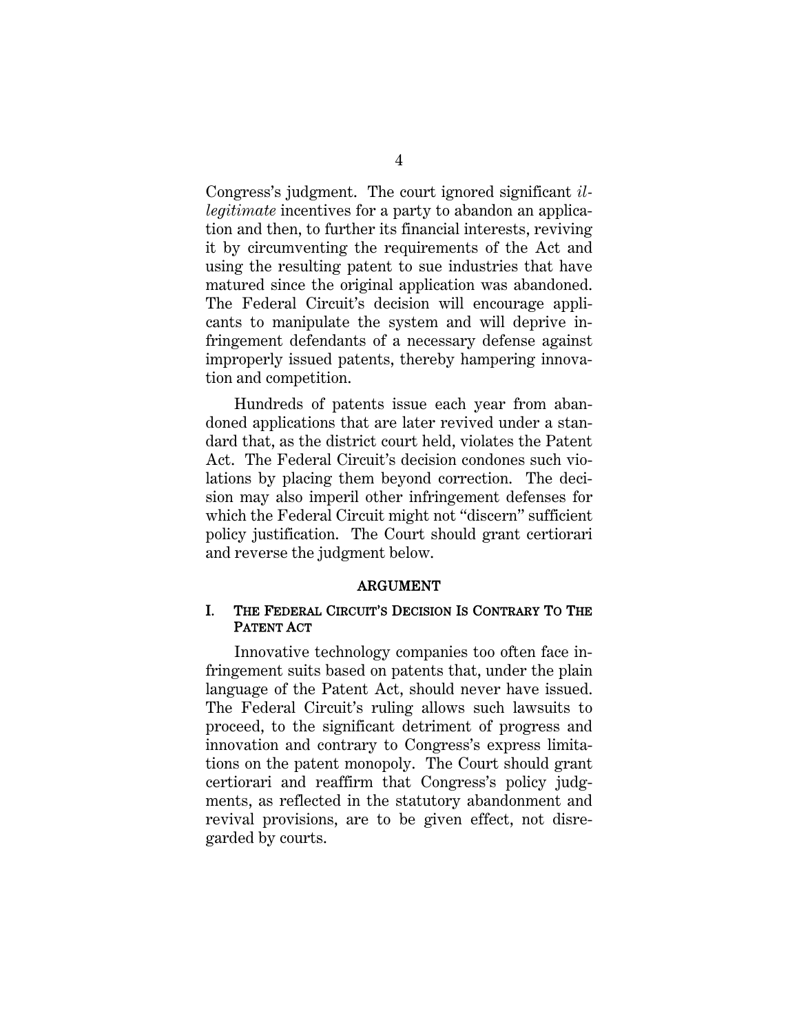Congress's judgment. The court ignored significant *illegitimate* incentives for a party to abandon an application and then, to further its financial interests, reviving it by circumventing the requirements of the Act and using the resulting patent to sue industries that have matured since the original application was abandoned. The Federal Circuit's decision will encourage applicants to manipulate the system and will deprive infringement defendants of a necessary defense against improperly issued patents, thereby hampering innovation and competition.

Hundreds of patents issue each year from abandoned applications that are later revived under a standard that, as the district court held, violates the Patent Act. The Federal Circuit's decision condones such violations by placing them beyond correction. The decision may also imperil other infringement defenses for which the Federal Circuit might not "discern" sufficient policy justification. The Court should grant certiorari and reverse the judgment below.

## ARGUMENT

### I. THE FEDERAL CIRCUIT'S DECISION IS CONTRARY TO THE PATENT ACT

Innovative technology companies too often face infringement suits based on patents that, under the plain language of the Patent Act, should never have issued. The Federal Circuit's ruling allows such lawsuits to proceed, to the significant detriment of progress and innovation and contrary to Congress's express limitations on the patent monopoly. The Court should grant certiorari and reaffirm that Congress's policy judgments, as reflected in the statutory abandonment and revival provisions, are to be given effect, not disregarded by courts.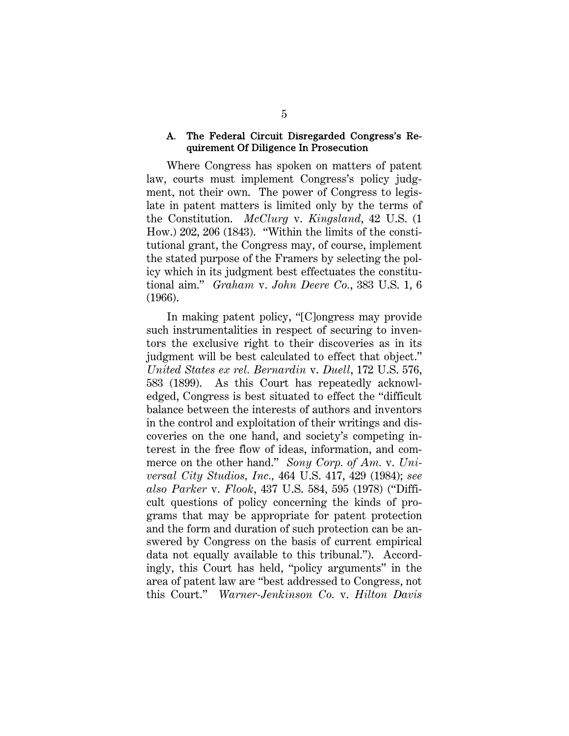### A. The Federal Circuit Disregarded Congress's Requirement Of Diligence In Prosecution

Where Congress has spoken on matters of patent law, courts must implement Congress's policy judgment, not their own. The power of Congress to legislate in patent matters is limited only by the terms of the Constitution. *McClurg* v. *Kingsland*, 42 U.S. (1 How.) 202, 206 (1843). "Within the limits of the constitutional grant, the Congress may, of course, implement the stated purpose of the Framers by selecting the policy which in its judgment best effectuates the constitutional aim." *Graham* v. *John Deere Co.*, 383 U.S. 1, 6 (1966).

In making patent policy, "[C]ongress may provide such instrumentalities in respect of securing to inventors the exclusive right to their discoveries as in its judgment will be best calculated to effect that object." *United States ex rel. Bernardin* v. *Duell*, 172 U.S. 576, 583 (1899). As this Court has repeatedly acknowledged, Congress is best situated to effect the "difficult balance between the interests of authors and inventors in the control and exploitation of their writings and discoveries on the one hand, and society's competing interest in the free flow of ideas, information, and commerce on the other hand." *Sony Corp. of Am.* v. *Universal City Studios, Inc.*, 464 U.S. 417, 429 (1984); *see also Parker* v. *Flook*, 437 U.S. 584, 595 (1978) ("Difficult questions of policy concerning the kinds of programs that may be appropriate for patent protection and the form and duration of such protection can be answered by Congress on the basis of current empirical data not equally available to this tribunal."). Accordingly, this Court has held, "policy arguments" in the area of patent law are "best addressed to Congress, not this Court." *Warner-Jenkinson Co.* v. *Hilton Davis*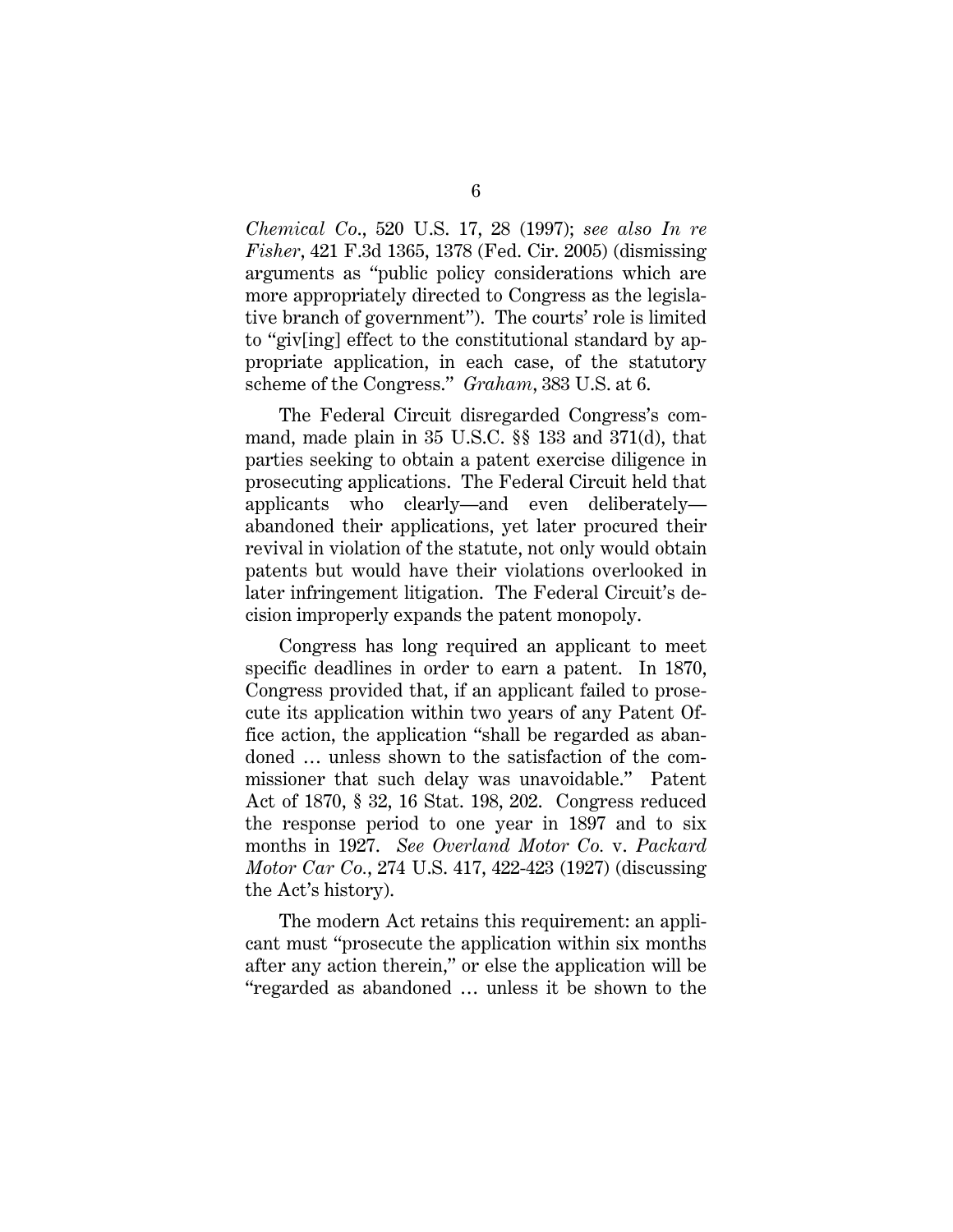*Chemical Co.*, 520 U.S. 17, 28 (1997); *see also In re Fisher*, 421 F.3d 1365, 1378 (Fed. Cir. 2005) (dismissing arguments as "public policy considerations which are more appropriately directed to Congress as the legislative branch of government"). The courts' role is limited to "giv[ing] effect to the constitutional standard by appropriate application, in each case, of the statutory scheme of the Congress." *Graham*, 383 U.S. at 6.

The Federal Circuit disregarded Congress's command, made plain in 35 U.S.C. §§ 133 and 371(d), that parties seeking to obtain a patent exercise diligence in prosecuting applications. The Federal Circuit held that applicants who clearly—and even deliberately—abandoned their applications, yet later procured their revival in violation of the statute, not only would obtain patents but would have their violations overlooked in later infringement litigation. The Federal Circuit's decision improperly expands the patent monopoly.

Congress has long required an applicant to meet specific deadlines in order to earn a patent. In 1870, Congress provided that, if an applicant failed to prosecute its application within two years of any Patent Office action, the application "shall be regarded as abandoned … unless shown to the satisfaction of the commissioner that such delay was unavoidable." Patent Act of 1870, § 32, 16 Stat. 198, 202. Congress reduced the response period to one year in 1897 and to six months in 1927. *See Overland Motor Co.* v. *Packard Motor Car Co.*, 274 U.S. 417, 422-423 (1927) (discussing the Act's history).

The modern Act retains this requirement: an applicant must "prosecute the application within six months after any action therein," or else the application will be "regarded as abandoned … unless it be shown to the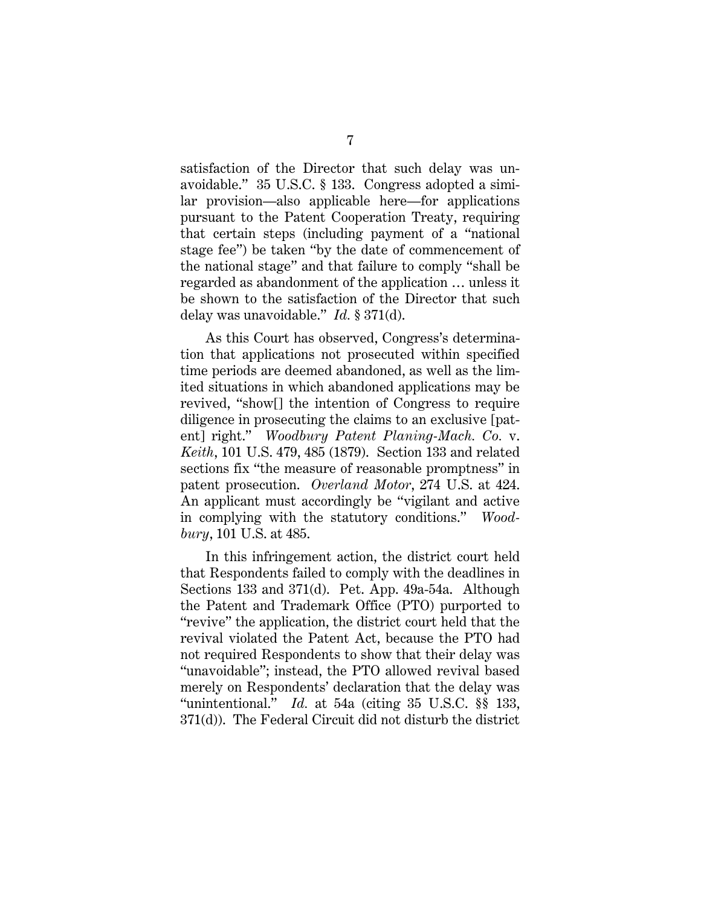satisfaction of the Director that such delay was unavoidable." 35 U.S.C. § 133. Congress adopted a similar provision—also applicable here—for applications pursuant to the Patent Cooperation Treaty, requiring that certain steps (including payment of a "national stage fee") be taken "by the date of commencement of the national stage" and that failure to comply "shall be regarded as abandonment of the application … unless it be shown to the satisfaction of the Director that such delay was unavoidable." *Id.* § 371(d).

As this Court has observed, Congress's determination that applications not prosecuted within specified time periods are deemed abandoned, as well as the limited situations in which abandoned applications may be revived, "show[] the intention of Congress to require diligence in prosecuting the claims to an exclusive [patent] right." *Woodbury Patent Planing-Mach. Co.* v. *Keith*, 101 U.S. 479, 485 (1879). Section 133 and related sections fix "the measure of reasonable promptness" in patent prosecution. *Overland Motor*, 274 U.S. at 424. An applicant must accordingly be "vigilant and active in complying with the statutory conditions." *Woodbury*, 101 U.S. at 485.

In this infringement action, the district court held that Respondents failed to comply with the deadlines in Sections 133 and 371(d). Pet. App. 49a-54a. Although the Patent and Trademark Office (PTO) purported to "revive" the application, the district court held that the revival violated the Patent Act, because the PTO had not required Respondents to show that their delay was "unavoidable"; instead, the PTO allowed revival based merely on Respondents' declaration that the delay was "unintentional." *Id.* at 54a (citing 35 U.S.C. §§ 133, 371(d)). The Federal Circuit did not disturb the district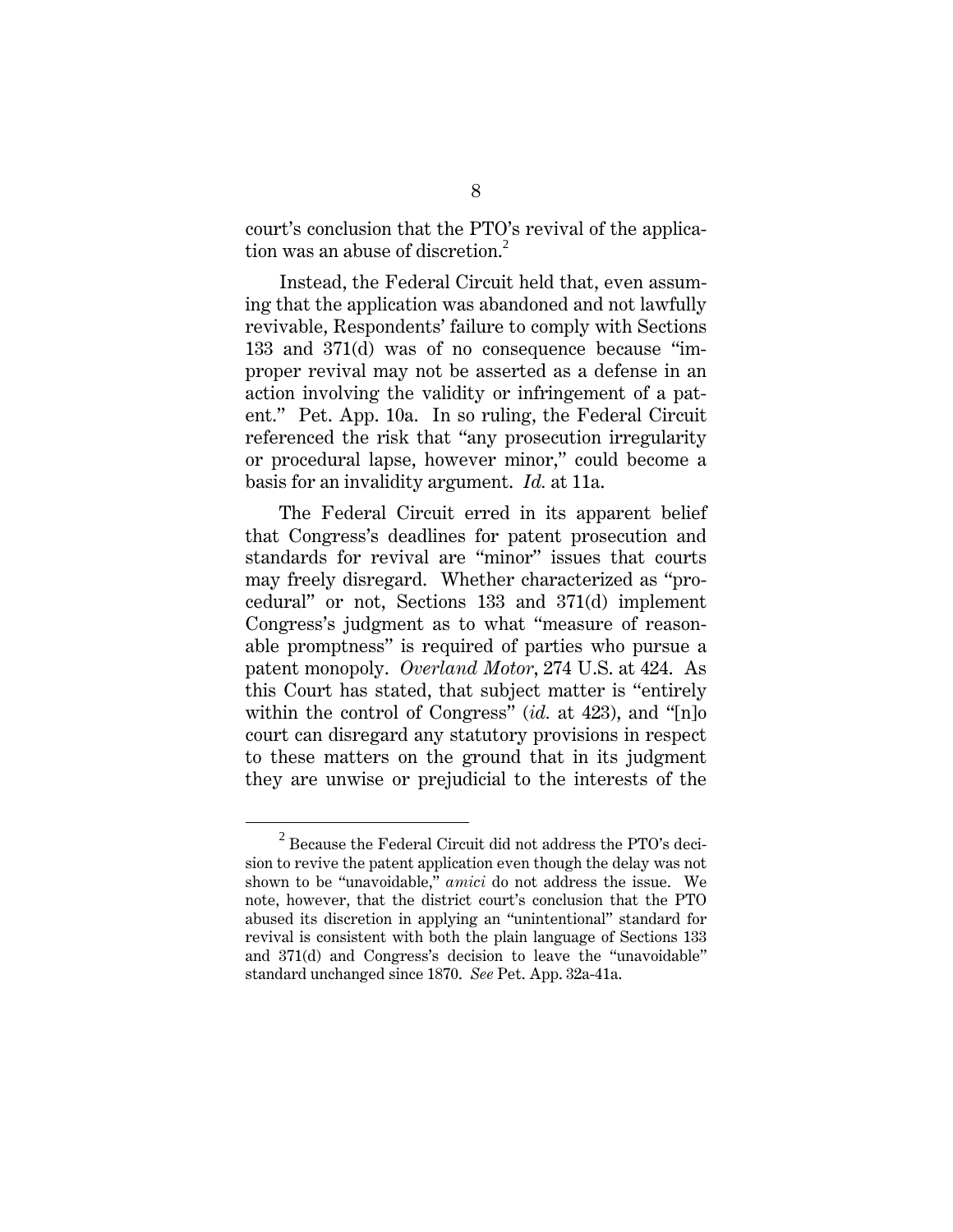court's conclusion that the PTO's revival of the application was an abuse of discretion.[2]

Instead, the Federal Circuit held that, even assuming that the application was abandoned and not lawfully revivable, Respondents' failure to comply with Sections 133 and 371(d) was of no consequence because "improper revival may not be asserted as a defense in an action involving the validity or infringement of a patent." Pet. App. 10a. In so ruling, the Federal Circuit referenced the risk that "any prosecution irregularity or procedural lapse, however minor," could become a basis for an invalidity argument. *Id.* at 11a.

The Federal Circuit erred in its apparent belief that Congress's deadlines for patent prosecution and standards for revival are "minor" issues that courts may freely disregard. Whether characterized as "procedural" or not, Sections 133 and 371(d) implement Congress's judgment as to what "measure of reasonable promptness" is required of parties who pursue a patent monopoly. *Overland Motor*, 274 U.S. at 424. As this Court has stated, that subject matter is "entirely within the control of Congress" (*id.* at 423), and "[n]o court can disregard any statutory provisions in respect to these matters on the ground that in its judgment they are unwise or prejudicial to the interests of the

---

[2] Because the Federal Circuit did not address the PTO's decision to revive the patent application even though the delay was not shown to be "unavoidable," *amici* do not address the issue. We note, however, that the district court's conclusion that the PTO abused its discretion in applying an "unintentional" standard for revival is consistent with both the plain language of Sections 133 and 371(d) and Congress's decision to leave the "unavoidable" standard unchanged since 1870. *See* Pet. App. 32a-41a.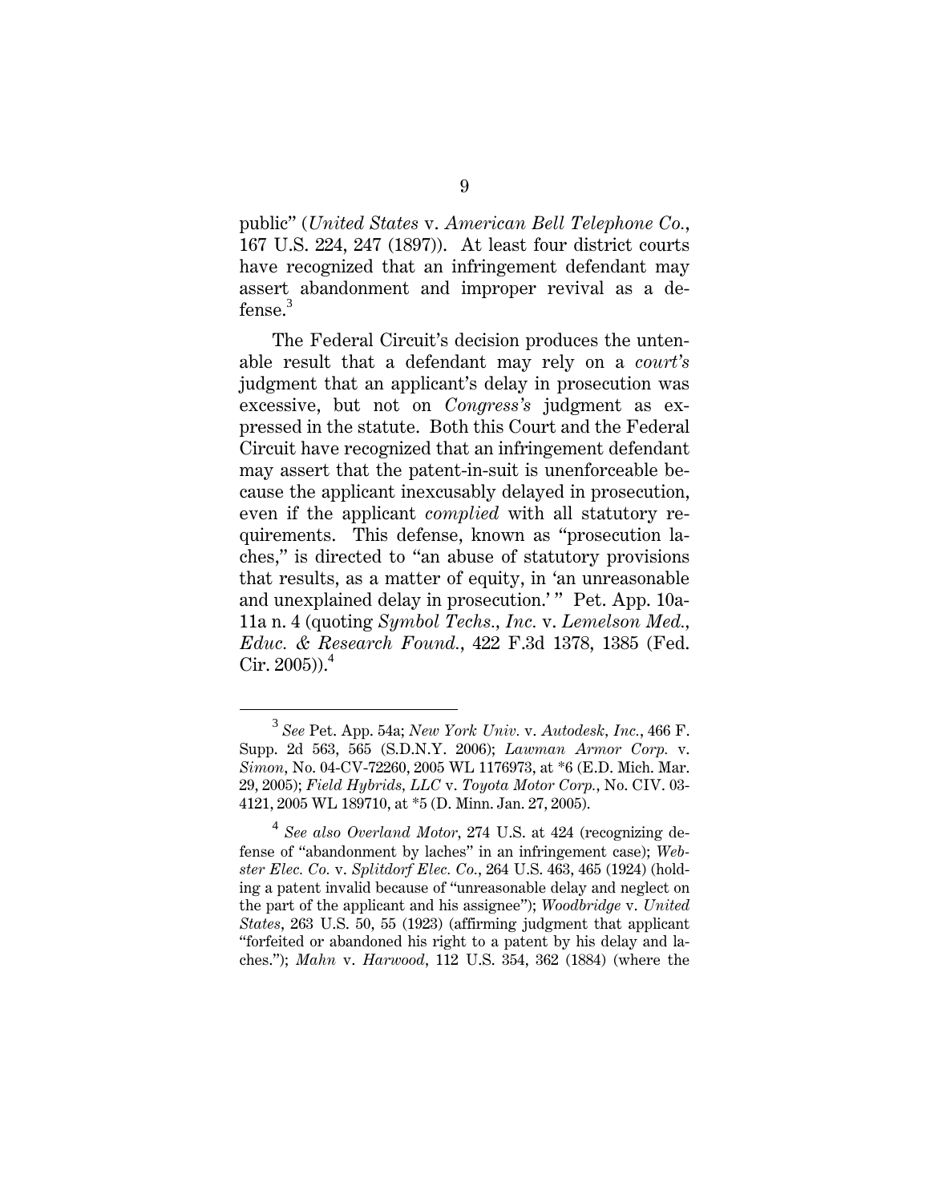public" (*United States* v. *American Bell Telephone Co.*, 167 U.S. 224, 247 (1897)). At least four district courts have recognized that an infringement defendant may assert abandonment and improper revival as a defense.[3]

The Federal Circuit's decision produces the untenable result that a defendant may rely on a *court's* judgment that an applicant's delay in prosecution was excessive, but not on *Congress's* judgment as expressed in the statute. Both this Court and the Federal Circuit have recognized that an infringement defendant may assert that the patent-in-suit is unenforceable because the applicant inexcusably delayed in prosecution, even if the applicant *complied* with all statutory requirements. This defense, known as "prosecution laches," is directed to "an abuse of statutory provisions that results, as a matter of equity, in 'an unreasonable and unexplained delay in prosecution.'" Pet. App. 10a-11a n. 4 (quoting *Symbol Techs., Inc.* v. *Lemelson Med., Educ. & Research Found.*, 422 F.3d 1378, 1385 (Fed. Cir. 2005)).[4]

---

[3] *See* Pet. App. 54a; *New York Univ.* v. *Autodesk, Inc.*, 466 F. Supp. 2d 563, 565 (S.D.N.Y. 2006); *Lawman Armor Corp.* v. *Simon*, No. 04-CV-72260, 2005 WL 1176973, at *6 (E.D. Mich. Mar. 29, 2005); *Field Hybrids, LLC* v. *Toyota Motor Corp.*, No. CIV. 03-4121, 2005 WL 189710, at *5 (D. Minn. Jan. 27, 2005).

[4] *See also Overland Motor*, 274 U.S. at 424 (recognizing defense of "abandonment by laches" in an infringement case); *Webster Elec. Co.* v. *Splitdorf Elec. Co.*, 264 U.S. 463, 465 (1924) (holding a patent invalid because of "unreasonable delay and neglect on the part of the applicant and his assignee"); *Woodbridge* v. *United States*, 263 U.S. 50, 55 (1923) (affirming judgment that applicant "forfeited or abandoned his right to a patent by his delay and laches."); *Mahn* v. *Harwood*, 112 U.S. 354, 362 (1884) (where the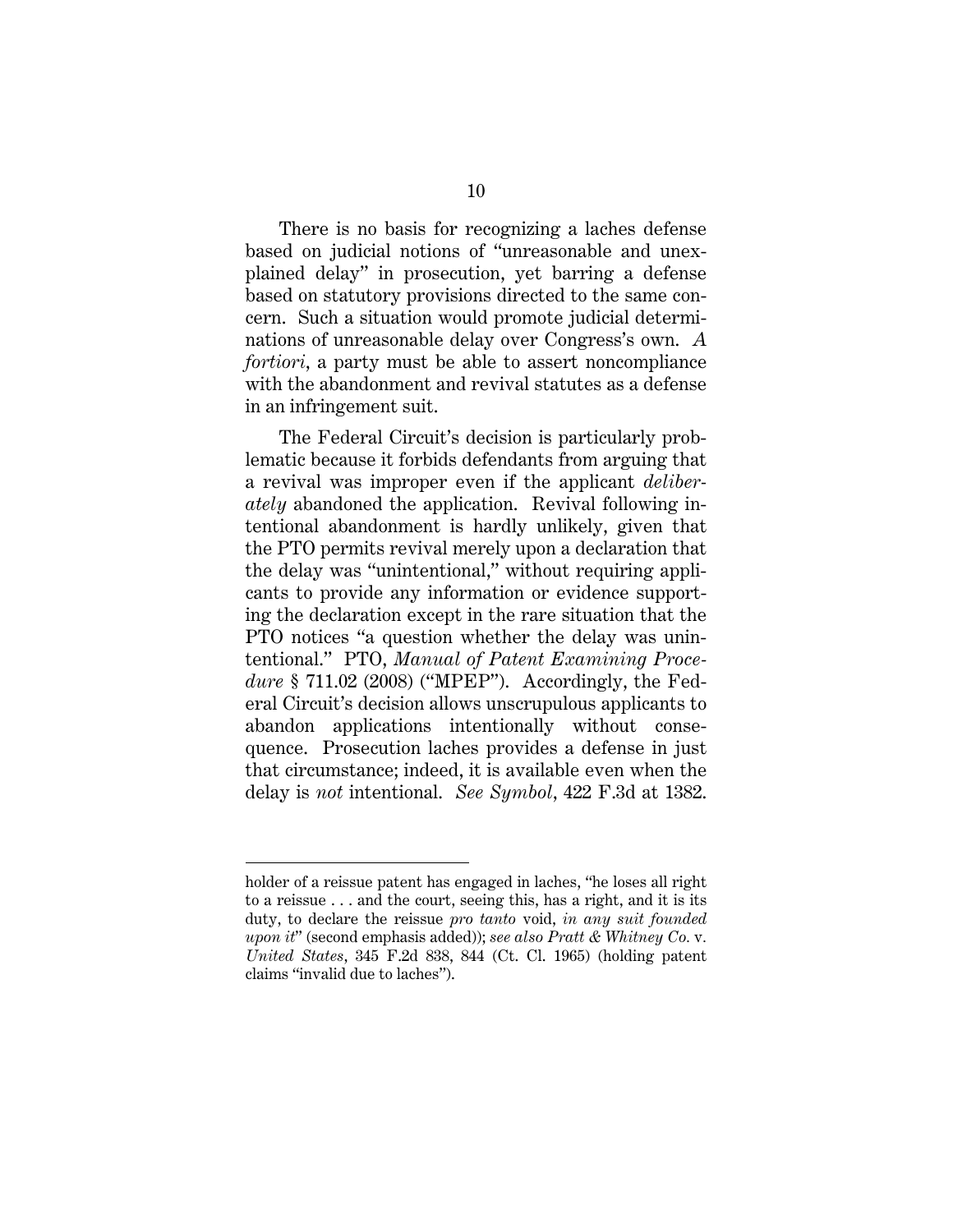There is no basis for recognizing a laches defense based on judicial notions of "unreasonable and unexplained delay" in prosecution, yet barring a defense based on statutory provisions directed to the same concern. Such a situation would promote judicial determinations of unreasonable delay over Congress's own. *A fortiori*, a party must be able to assert noncompliance with the abandonment and revival statutes as a defense in an infringement suit.

The Federal Circuit's decision is particularly problematic because it forbids defendants from arguing that a revival was improper even if the applicant *deliberately* abandoned the application. Revival following intentional abandonment is hardly unlikely, given that the PTO permits revival merely upon a declaration that the delay was "unintentional," without requiring applicants to provide any information or evidence supporting the declaration except in the rare situation that the PTO notices "a question whether the delay was unintentional." PTO, *Manual of Patent Examining Procedure* § 711.02 (2008) ("MPEP"). Accordingly, the Federal Circuit's decision allows unscrupulous applicants to abandon applications intentionally without consequence. Prosecution laches provides a defense in just that circumstance; indeed, it is available even when the delay is *not* intentional. *See Symbol*, 422 F.3d at 1382.

---

holder of a reissue patent has engaged in laches, "he loses all right to a reissue . . . and the court, seeing this, has a right, and it is its duty, to declare the reissue *pro tanto* void, *in any suit founded upon it*" (second emphasis added)); *see also Pratt & Whitney Co.* v. *United States*, 345 F.2d 838, 844 (Ct. Cl. 1965) (holding patent claims "invalid due to laches").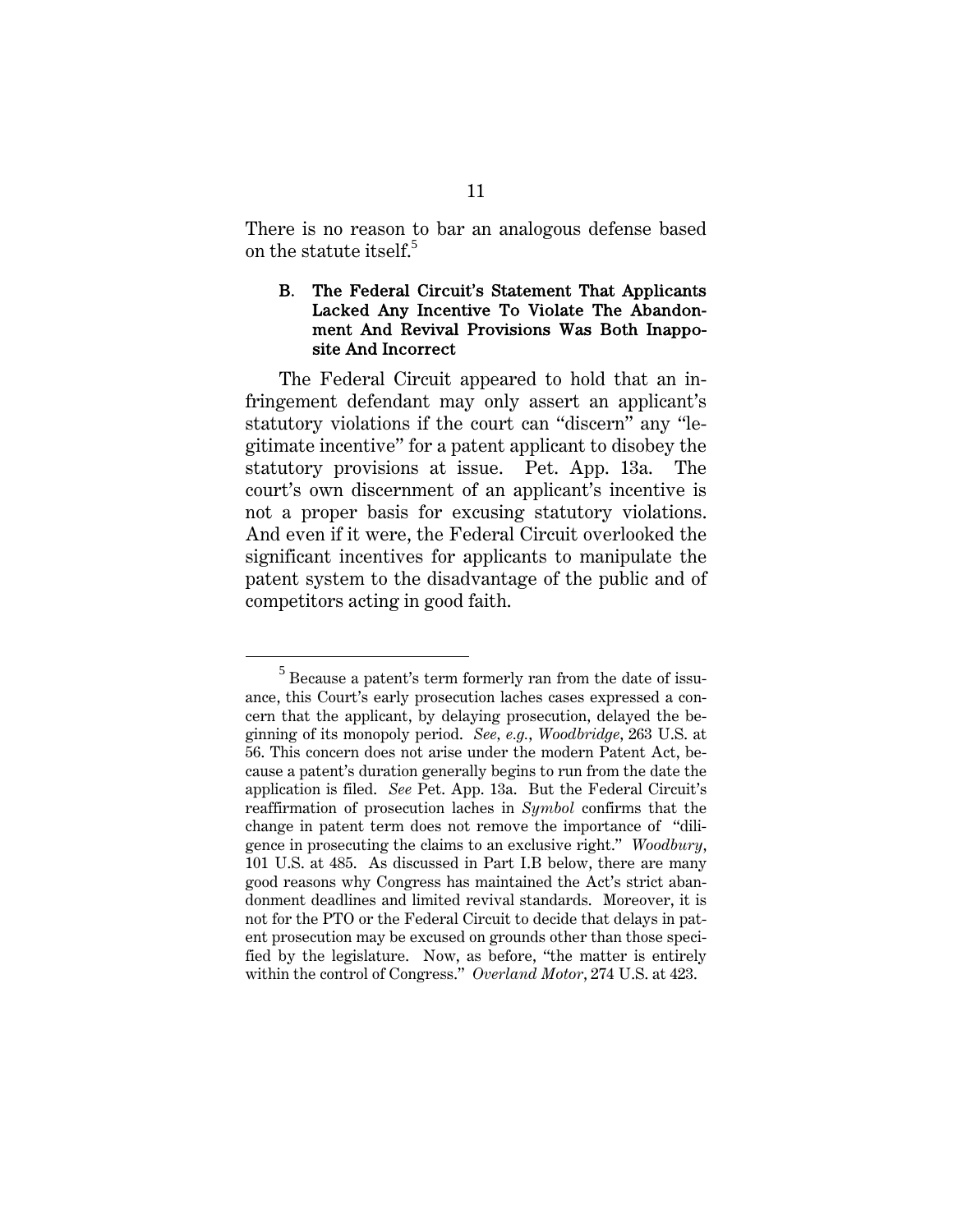There is no reason to bar an analogous defense based on the statute itself.[5]

### B. The Federal Circuit's Statement That Applicants Lacked Any Incentive To Violate The Abandonment And Revival Provisions Was Both Inapposite And Incorrect

The Federal Circuit appeared to hold that an infringement defendant may only assert an applicant's statutory violations if the court can "discern" any "legitimate incentive" for a patent applicant to disobey the statutory provisions at issue. Pet. App. 13a. The court's own discernment of an applicant's incentive is not a proper basis for excusing statutory violations. And even if it were, the Federal Circuit overlooked the significant incentives for applicants to manipulate the patent system to the disadvantage of the public and of competitors acting in good faith.

---

[5] Because a patent's term formerly ran from the date of issuance, this Court's early prosecution laches cases expressed a concern that the applicant, by delaying prosecution, delayed the beginning of its monopoly period. *See, e.g.*, *Woodbridge*, 263 U.S. at 56. This concern does not arise under the modern Patent Act, because a patent's duration generally begins to run from the date the application is filed. *See* Pet. App. 13a. But the Federal Circuit's reaffirmation of prosecution laches in *Symbol* confirms that the change in patent term does not remove the importance of "diligence in prosecuting the claims to an exclusive right." *Woodbury*, 101 U.S. at 485. As discussed in Part I.B below, there are many good reasons why Congress has maintained the Act's strict abandonment deadlines and limited revival standards. Moreover, it is not for the PTO or the Federal Circuit to decide that delays in patent prosecution may be excused on grounds other than those specified by the legislature. Now, as before, "the matter is entirely within the control of Congress." *Overland Motor*, 274 U.S. at 423.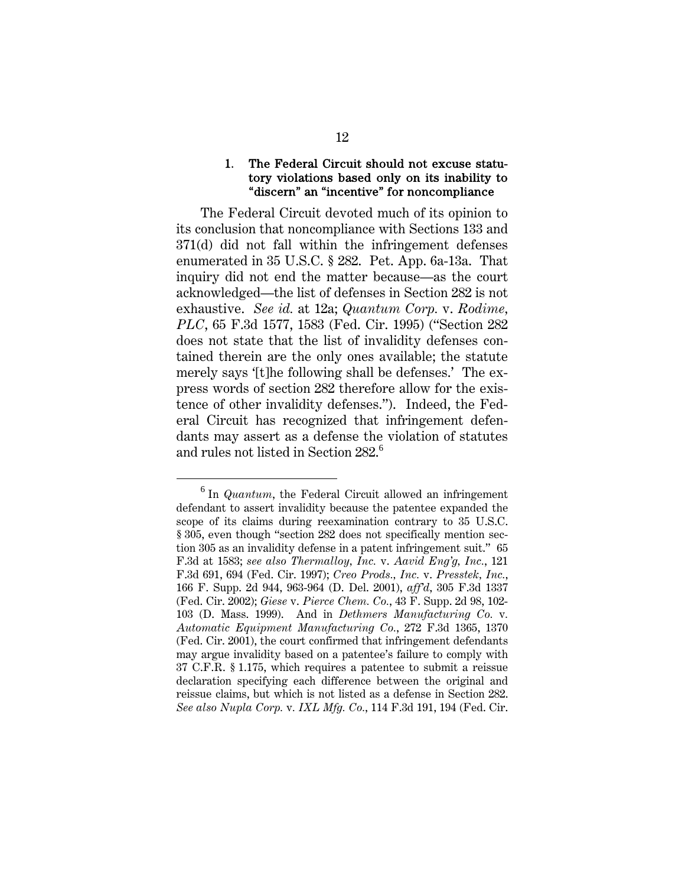### 1. The Federal Circuit should not excuse statutory violations based only on its inability to "discern" an "incentive" for noncompliance

The Federal Circuit devoted much of its opinion to its conclusion that noncompliance with Sections 133 and 371(d) did not fall within the infringement defenses enumerated in 35 U.S.C. § 282. Pet. App. 6a-13a. That inquiry did not end the matter because—as the court acknowledged—the list of defenses in Section 282 is not exhaustive. *See id.* at 12a; *Quantum Corp.* v. *Rodime, PLC*, 65 F.3d 1577, 1583 (Fed. Cir. 1995) ("Section 282 does not state that the list of invalidity defenses contained therein are the only ones available; the statute merely says '[t]he following shall be defenses.' The express words of section 282 therefore allow for the existence of other invalidity defenses."). Indeed, the Federal Circuit has recognized that infringement defendants may assert as a defense the violation of statutes and rules not listed in Section 282.[6]

---

[6] In *Quantum*, the Federal Circuit allowed an infringement defendant to assert invalidity because the patentee expanded the scope of its claims during reexamination contrary to 35 U.S.C. § 305, even though "section 282 does not specifically mention section 305 as an invalidity defense in a patent infringement suit." 65 F.3d at 1583; *see also Thermalloy, Inc.* v. *Aavid Eng'g, Inc.*, 121 F.3d 691, 694 (Fed. Cir. 1997); *Creo Prods., Inc.* v. *Presstek, Inc.*, 166 F. Supp. 2d 944, 963-964 (D. Del. 2001), *aff'd*, 305 F.3d 1337 (Fed. Cir. 2002); *Giese* v. *Pierce Chem. Co.*, 43 F. Supp. 2d 98, 102-103 (D. Mass. 1999). And in *Dethmers Manufacturing Co.* v. *Automatic Equipment Manufacturing Co.*, 272 F.3d 1365, 1370 (Fed. Cir. 2001), the court confirmed that infringement defendants may argue invalidity based on a patentee's failure to comply with 37 C.F.R. § 1.175, which requires a patentee to submit a reissue declaration specifying each difference between the original and reissue claims, but which is not listed as a defense in Section 282. *See also Nupla Corp.* v. *IXL Mfg. Co.*, 114 F.3d 191, 194 (Fed. Cir.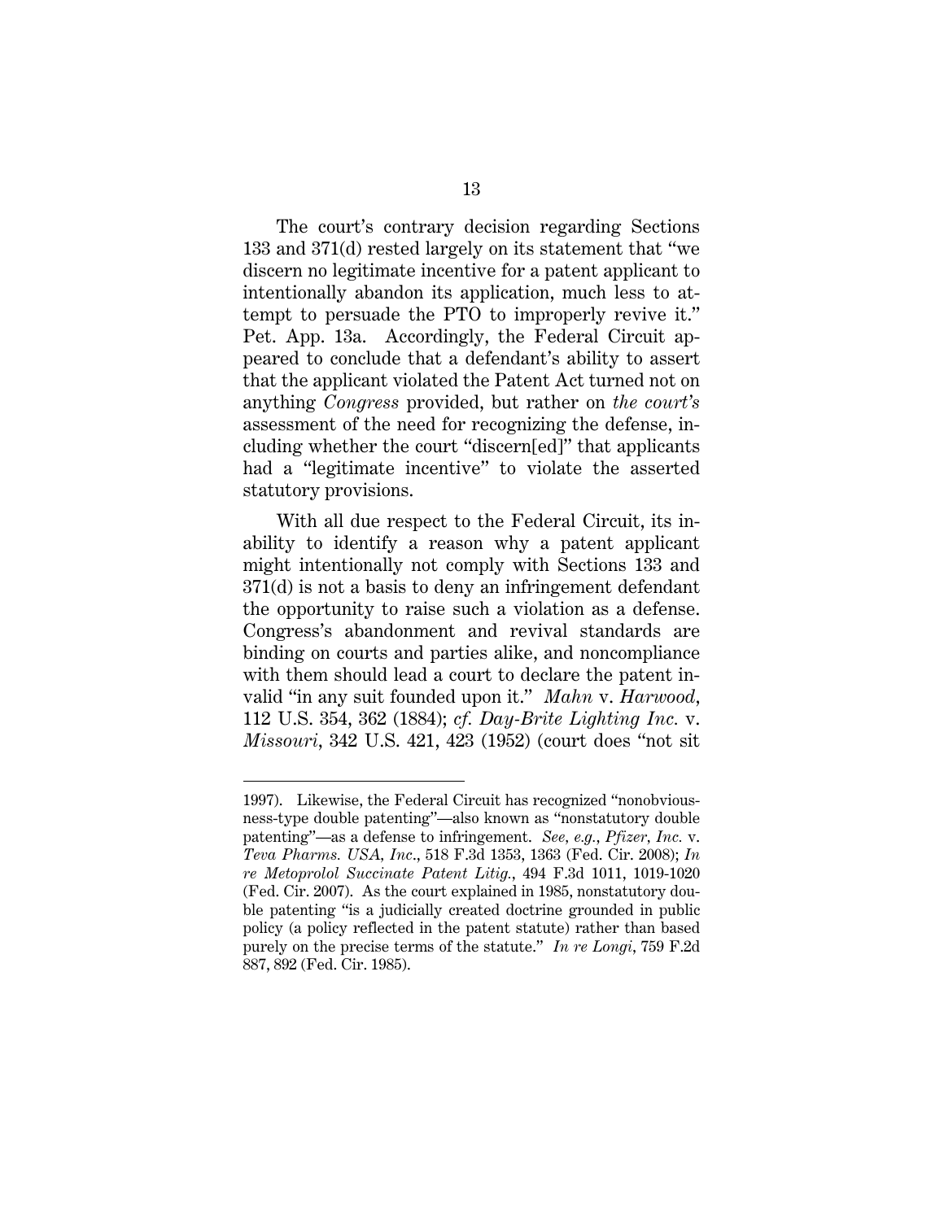The court's contrary decision regarding Sections 133 and 371(d) rested largely on its statement that "we discern no legitimate incentive for a patent applicant to intentionally abandon its application, much less to attempt to persuade the PTO to improperly revive it." Pet. App. 13a. Accordingly, the Federal Circuit appeared to conclude that a defendant's ability to assert that the applicant violated the Patent Act turned not on anything *Congress* provided, but rather on *the court's* assessment of the need for recognizing the defense, including whether the court "discern[ed]" that applicants had a "legitimate incentive" to violate the asserted statutory provisions.

With all due respect to the Federal Circuit, its inability to identify a reason why a patent applicant might intentionally not comply with Sections 133 and 371(d) is not a basis to deny an infringement defendant the opportunity to raise such a violation as a defense. Congress's abandonment and revival standards are binding on courts and parties alike, and noncompliance with them should lead a court to declare the patent invalid "in any suit founded upon it." *Mahn* v. *Harwood*, 112 U.S. 354, 362 (1884); *cf. Day-Brite Lighting Inc.* v. *Missouri*, 342 U.S. 421, 423 (1952) (court does "not sit

---

1997). Likewise, the Federal Circuit has recognized "nonobviousness-type double patenting"—also known as "nonstatutory double patenting"—as a defense to infringement. *See, e.g.*, *Pfizer, Inc.* v. *Teva Pharms. USA, Inc.*, 518 F.3d 1353, 1363 (Fed. Cir. 2008); *In re Metoprolol Succinate Patent Litig.*, 494 F.3d 1011, 1019-1020 (Fed. Cir. 2007). As the court explained in 1985, nonstatutory double patenting "is a judicially created doctrine grounded in public policy (a policy reflected in the patent statute) rather than based purely on the precise terms of the statute." *In re Longi*, 759 F.2d 887, 892 (Fed. Cir. 1985).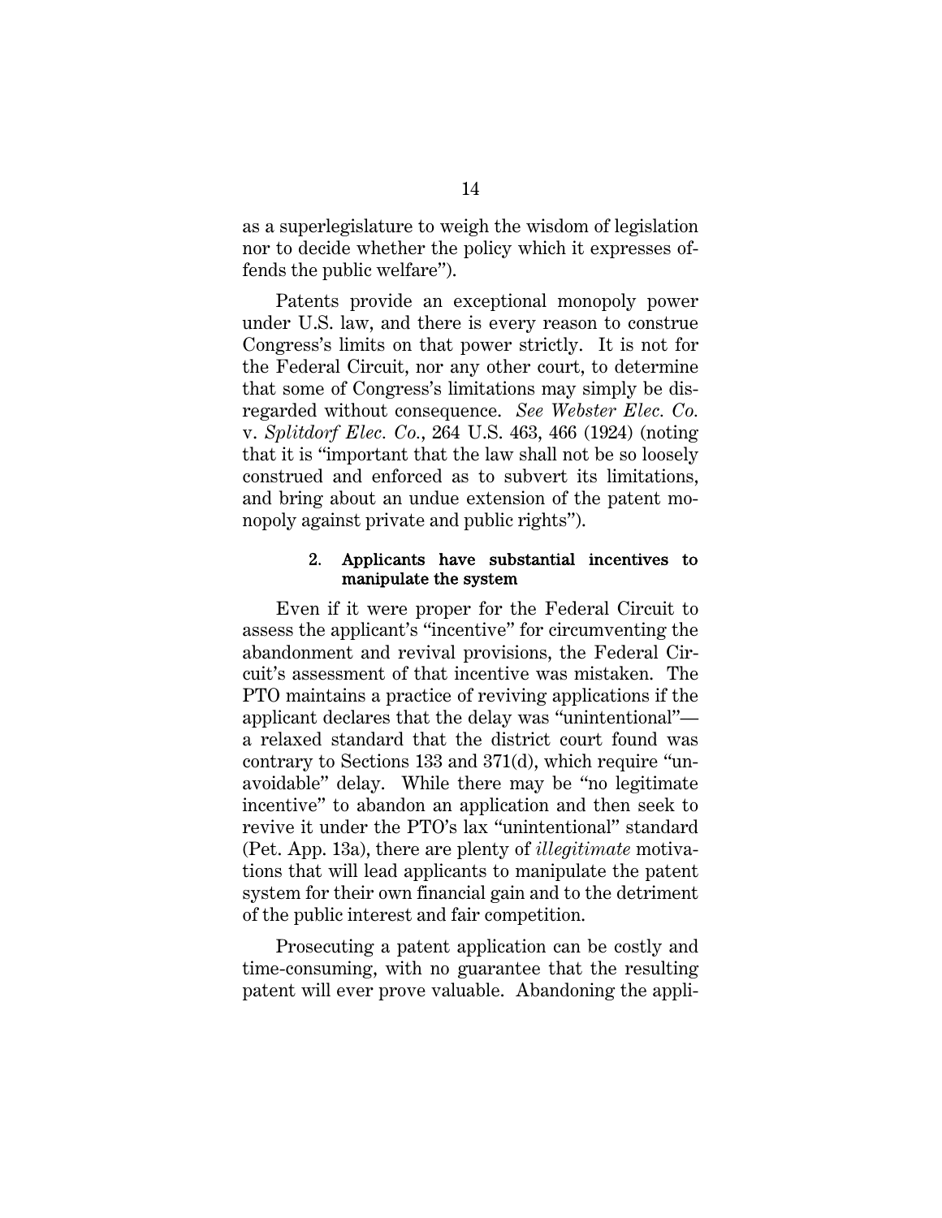as a superlegislature to weigh the wisdom of legislation nor to decide whether the policy which it expresses offends the public welfare").

Patents provide an exceptional monopoly power under U.S. law, and there is every reason to construe Congress's limits on that power strictly. It is not for the Federal Circuit, nor any other court, to determine that some of Congress's limitations may simply be disregarded without consequence. *See Webster Elec. Co.* v. *Splitdorf Elec. Co.*, 264 U.S. 463, 466 (1924) (noting that it is "important that the law shall not be so loosely construed and enforced as to subvert its limitations, and bring about an undue extension of the patent monopoly against private and public rights").

#### 2. Applicants have substantial incentives to manipulate the system

Even if it were proper for the Federal Circuit to assess the applicant's "incentive" for circumventing the abandonment and revival provisions, the Federal Circuit's assessment of that incentive was mistaken. The PTO maintains a practice of reviving applications if the applicant declares that the delay was "unintentional"—a relaxed standard that the district court found was contrary to Sections 133 and 371(d), which require "unavoidable" delay. While there may be "no legitimate incentive" to abandon an application and then seek to revive it under the PTO's lax "unintentional" standard (Pet. App. 13a), there are plenty of *illegitimate* motivations that will lead applicants to manipulate the patent system for their own financial gain and to the detriment of the public interest and fair competition.

Prosecuting a patent application can be costly and time-consuming, with no guarantee that the resulting patent will ever prove valuable. Abandoning the appli-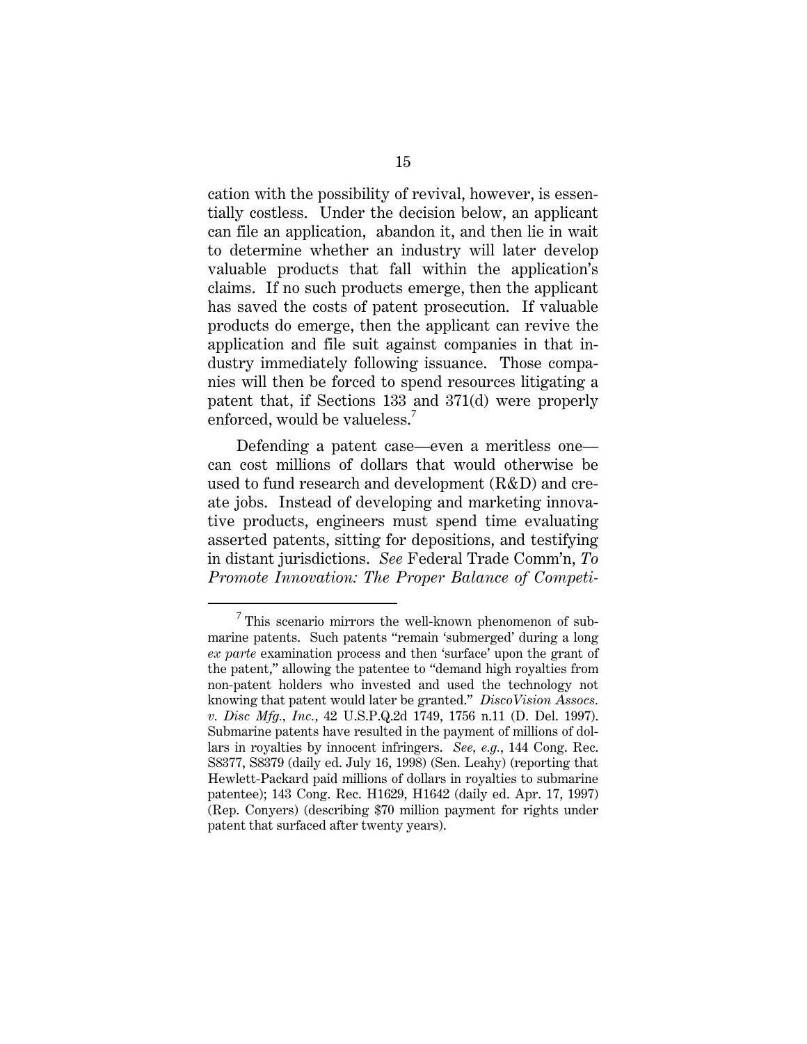cation with the possibility of revival, however, is essentially costless. Under the decision below, an applicant can file an application, abandon it, and then lie in wait to determine whether an industry will later develop valuable products that fall within the application's claims. If no such products emerge, then the applicant has saved the costs of patent prosecution. If valuable products do emerge, then the applicant can revive the application and file suit against companies in that industry immediately following issuance. Those companies will then be forced to spend resources litigating a patent that, if Sections 133 and 371(d) were properly enforced, would be valueless.[7]

Defending a patent case—even a meritless one—can cost millions of dollars that would otherwise be used to fund research and development (R&D) and create jobs. Instead of developing and marketing innovative products, engineers must spend time evaluating asserted patents, sitting for depositions, and testifying in distant jurisdictions. *See* Federal Trade Comm'n, *To Promote Innovation: The Proper Balance of Competi-*

---

[7] This scenario mirrors the well-known phenomenon of submarine patents. Such patents "remain 'submerged' during a long *ex parte* examination process and then 'surface' upon the grant of the patent," allowing the patentee to "demand high royalties from non-patent holders who invested and used the technology not knowing that patent would later be granted." *DiscoVision Assocs. v. Disc Mfg., Inc.*, 42 U.S.P.Q.2d 1749, 1756 n.11 (D. Del. 1997). Submarine patents have resulted in the payment of millions of dollars in royalties by innocent infringers. *See, e.g.*, 144 Cong. Rec. S8377, S8379 (daily ed. July 16, 1998) (Sen. Leahy) (reporting that Hewlett-Packard paid millions of dollars in royalties to submarine patentee); 143 Cong. Rec. H1629, H1642 (daily ed. Apr. 17, 1997) (Rep. Conyers) (describing $70 million payment for rights under patent that surfaced after twenty years).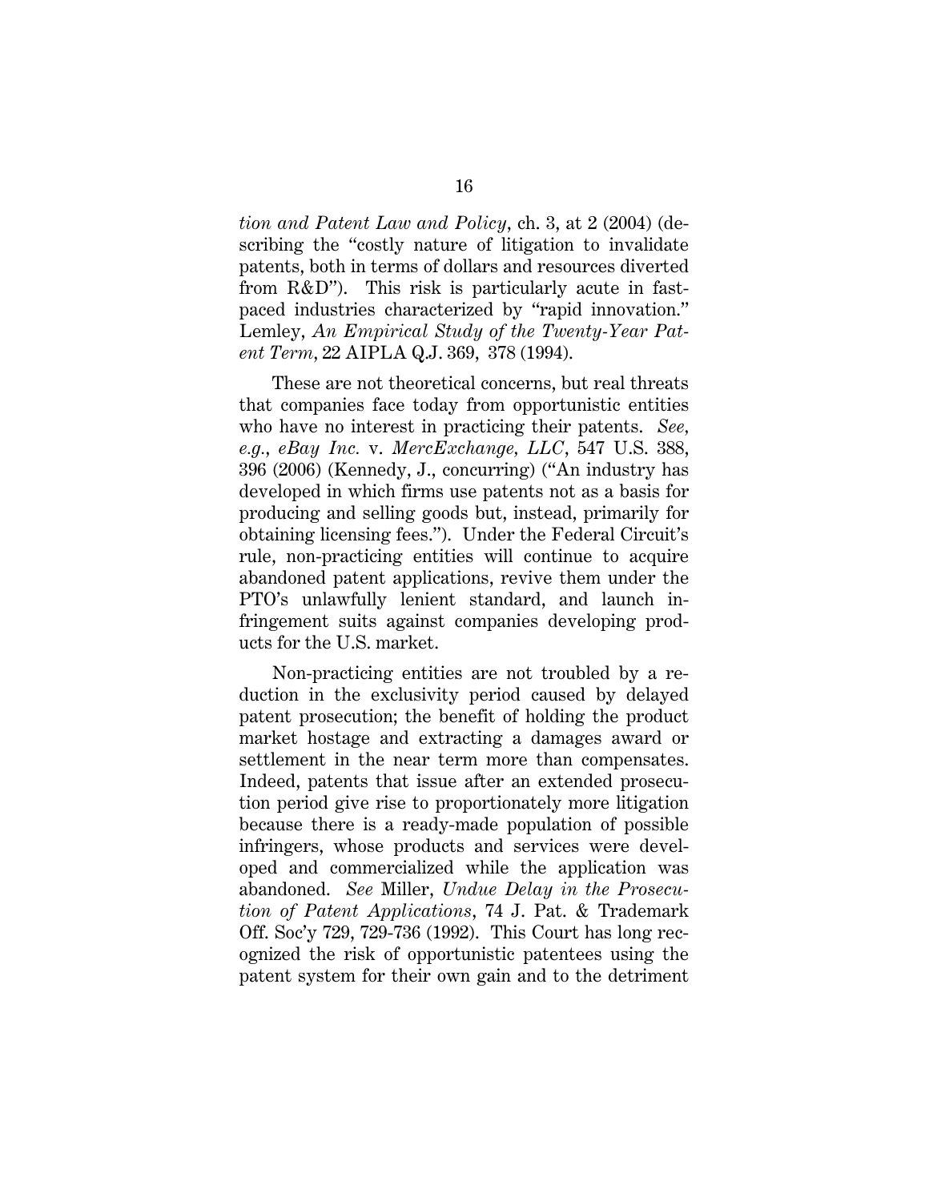*tion and Patent Law and Policy*, ch. 3, at 2 (2004) (describing the "costly nature of litigation to invalidate patents, both in terms of dollars and resources diverted from R&D"). This risk is particularly acute in fast-paced industries characterized by "rapid innovation." Lemley, *An Empirical Study of the Twenty-Year Patent Term*, 22 AIPLA Q.J. 369, 378 (1994).

These are not theoretical concerns, but real threats that companies face today from opportunistic entities who have no interest in practicing their patents. *See, e.g., eBay Inc.* v. *MercExchange, LLC*, 547 U.S. 388, 396 (2006) (Kennedy, J., concurring) ("An industry has developed in which firms use patents not as a basis for producing and selling goods but, instead, primarily for obtaining licensing fees."). Under the Federal Circuit's rule, non-practicing entities will continue to acquire abandoned patent applications, revive them under the PTO's unlawfully lenient standard, and launch infringement suits against companies developing products for the U.S. market.

Non-practicing entities are not troubled by a reduction in the exclusivity period caused by delayed patent prosecution; the benefit of holding the product market hostage and extracting a damages award or settlement in the near term more than compensates. Indeed, patents that issue after an extended prosecution period give rise to proportionately more litigation because there is a ready-made population of possible infringers, whose products and services were developed and commercialized while the application was abandoned. *See* Miller, *Undue Delay in the Prosecution of Patent Applications*, 74 J. Pat. & Trademark Off. Soc'y 729, 729-736 (1992). This Court has long recognized the risk of opportunistic patentees using the patent system for their own gain and to the detriment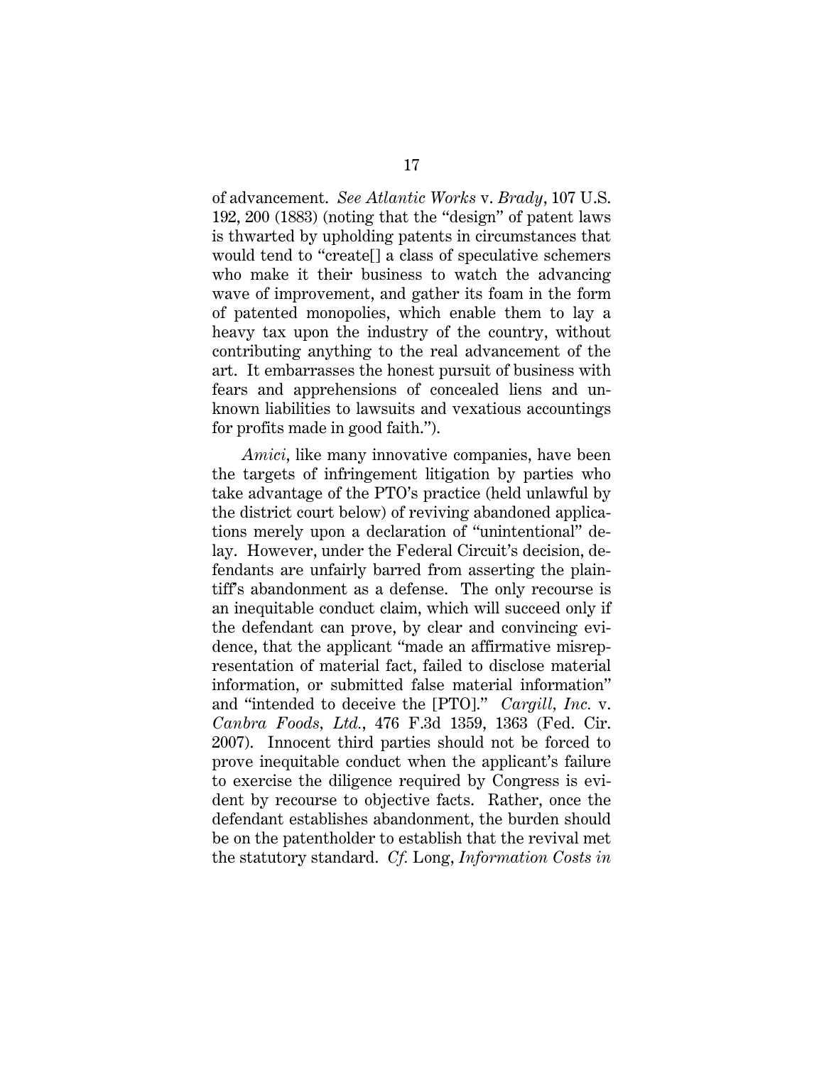of advancement. *See Atlantic Works* v. *Brady*, 107 U.S. 192, 200 (1883) (noting that the "design" of patent laws is thwarted by upholding patents in circumstances that would tend to "create[] a class of speculative schemers who make it their business to watch the advancing wave of improvement, and gather its foam in the form of patented monopolies, which enable them to lay a heavy tax upon the industry of the country, without contributing anything to the real advancement of the art. It embarrasses the honest pursuit of business with fears and apprehensions of concealed liens and unknown liabilities to lawsuits and vexatious accountings for profits made in good faith.").

*Amici*, like many innovative companies, have been the targets of infringement litigation by parties who take advantage of the PTO's practice (held unlawful by the district court below) of reviving abandoned applications merely upon a declaration of "unintentional" delay. However, under the Federal Circuit's decision, defendants are unfairly barred from asserting the plaintiff's abandonment as a defense. The only recourse is an inequitable conduct claim, which will succeed only if the defendant can prove, by clear and convincing evidence, that the applicant "made an affirmative misrepresentation of material fact, failed to disclose material information, or submitted false material information" and "intended to deceive the [PTO]." *Cargill, Inc.* v. *Canbra Foods, Ltd.*, 476 F.3d 1359, 1363 (Fed. Cir. 2007). Innocent third parties should not be forced to prove inequitable conduct when the applicant's failure to exercise the diligence required by Congress is evident by recourse to objective facts. Rather, once the defendant establishes abandonment, the burden should be on the patentholder to establish that the revival met the statutory standard. *Cf.* Long, *Information Costs in*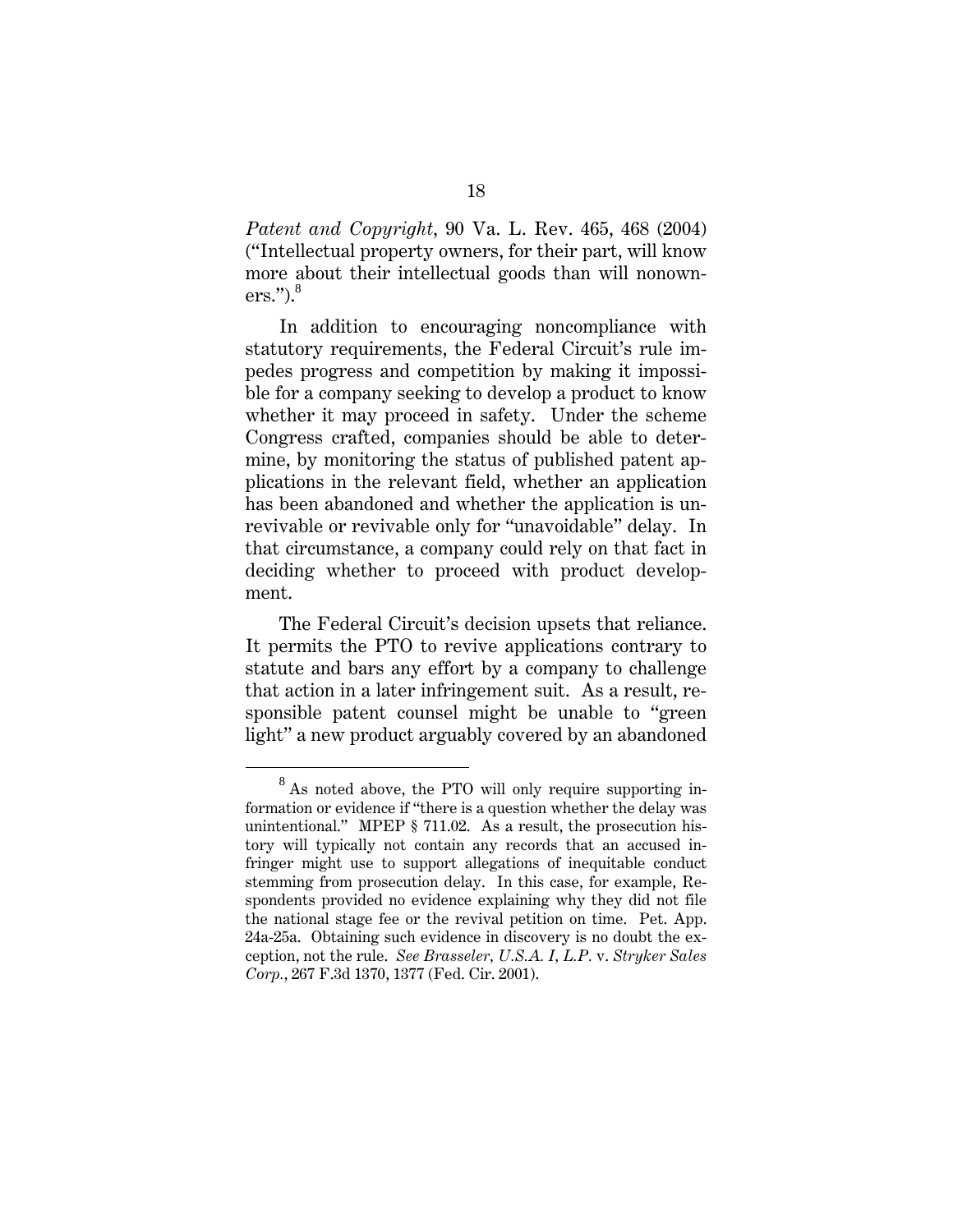*Patent and Copyright*, 90 Va. L. Rev. 465, 468 (2004) ("Intellectual property owners, for their part, will know more about their intellectual goods than will nonowners.").[8]

In addition to encouraging noncompliance with statutory requirements, the Federal Circuit's rule impedes progress and competition by making it impossible for a company seeking to develop a product to know whether it may proceed in safety. Under the scheme Congress crafted, companies should be able to determine, by monitoring the status of published patent applications in the relevant field, whether an application has been abandoned and whether the application is unrevivable or revivable only for "unavoidable" delay. In that circumstance, a company could rely on that fact in deciding whether to proceed with product development.

The Federal Circuit's decision upsets that reliance. It permits the PTO to revive applications contrary to statute and bars any effort by a company to challenge that action in a later infringement suit. As a result, responsible patent counsel might be unable to "green light" a new product arguably covered by an abandoned

---

[8] As noted above, the PTO will only require supporting information or evidence if "there is a question whether the delay was unintentional." MPEP § 711.02. As a result, the prosecution history will typically not contain any records that an accused infringer might use to support allegations of inequitable conduct stemming from prosecution delay. In this case, for example, Respondents provided no evidence explaining why they did not file the national stage fee or the revival petition on time. Pet. App. 24a-25a. Obtaining such evidence in discovery is no doubt the exception, not the rule. *See Brasseler, U.S.A. I, L.P.* v. *Stryker Sales Corp.*, 267 F.3d 1370, 1377 (Fed. Cir. 2001).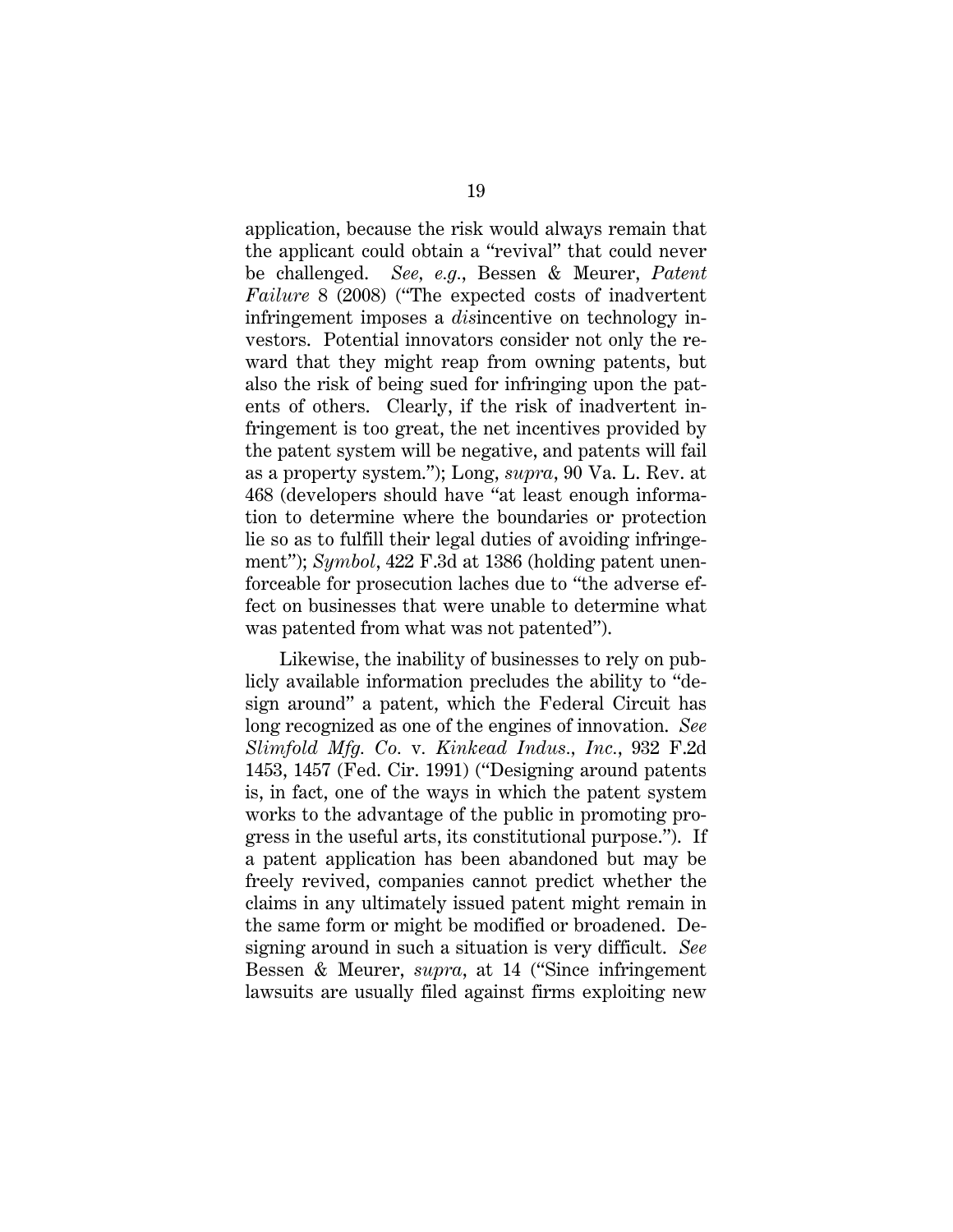application, because the risk would always remain that the applicant could obtain a "revival" that could never be challenged. *See, e.g.*, Bessen & Meurer, *Patent Failure* 8 (2008) ("The expected costs of inadvertent infringement imposes a *dis*incentive on technology investors. Potential innovators consider not only the reward that they might reap from owning patents, but also the risk of being sued for infringing upon the patents of others. Clearly, if the risk of inadvertent infringement is too great, the net incentives provided by the patent system will be negative, and patents will fail as a property system."); Long, *supra*, 90 Va. L. Rev. at 468 (developers should have "at least enough information to determine where the boundaries or protection lie so as to fulfill their legal duties of avoiding infringement"); *Symbol*, 422 F.3d at 1386 (holding patent unenforceable for prosecution laches due to "the adverse effect on businesses that were unable to determine what was patented from what was not patented").

Likewise, the inability of businesses to rely on publicly available information precludes the ability to "design around" a patent, which the Federal Circuit has long recognized as one of the engines of innovation. *See Slimfold Mfg. Co.* v. *Kinkead Indus., Inc.*, 932 F.2d 1453, 1457 (Fed. Cir. 1991) ("Designing around patents is, in fact, one of the ways in which the patent system works to the advantage of the public in promoting progress in the useful arts, its constitutional purpose."). If a patent application has been abandoned but may be freely revived, companies cannot predict whether the claims in any ultimately issued patent might remain in the same form or might be modified or broadened. Designing around in such a situation is very difficult. *See* Bessen & Meurer, *supra*, at 14 ("Since infringement lawsuits are usually filed against firms exploiting new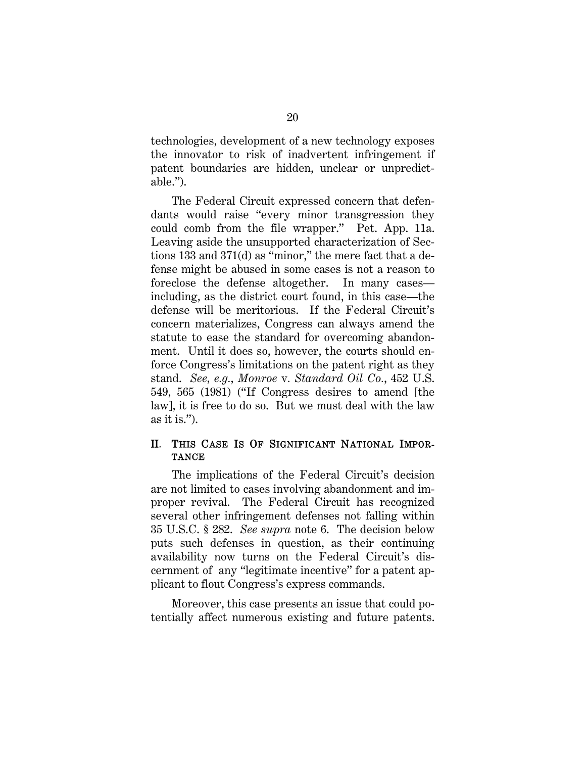technologies, development of a new technology exposes the innovator to risk of inadvertent infringement if patent boundaries are hidden, unclear or unpredictable.").

The Federal Circuit expressed concern that defendants would raise "every minor transgression they could comb from the file wrapper." Pet. App. 11a. Leaving aside the unsupported characterization of Sections 133 and 371(d) as "minor," the mere fact that a defense might be abused in some cases is not a reason to foreclose the defense altogether. In many cases—including, as the district court found, in this case—the defense will be meritorious. If the Federal Circuit's concern materializes, Congress can always amend the statute to ease the standard for overcoming abandonment. Until it does so, however, the courts should enforce Congress's limitations on the patent right as they stand. *See, e.g.*, *Monroe* v. *Standard Oil Co.*, 452 U.S. 549, 565 (1981) ("If Congress desires to amend [the law], it is free to do so. But we must deal with the law as it is.").

## II. THIS CASE IS OF SIGNIFICANT NATIONAL IMPORTANCE

The implications of the Federal Circuit's decision are not limited to cases involving abandonment and improper revival. The Federal Circuit has recognized several other infringement defenses not falling within 35 U.S.C. § 282. *See supra* note 6. The decision below puts such defenses in question, as their continuing availability now turns on the Federal Circuit's discernment of any "legitimate incentive" for a patent applicant to flout Congress's express commands.

Moreover, this case presents an issue that could potentially affect numerous existing and future patents.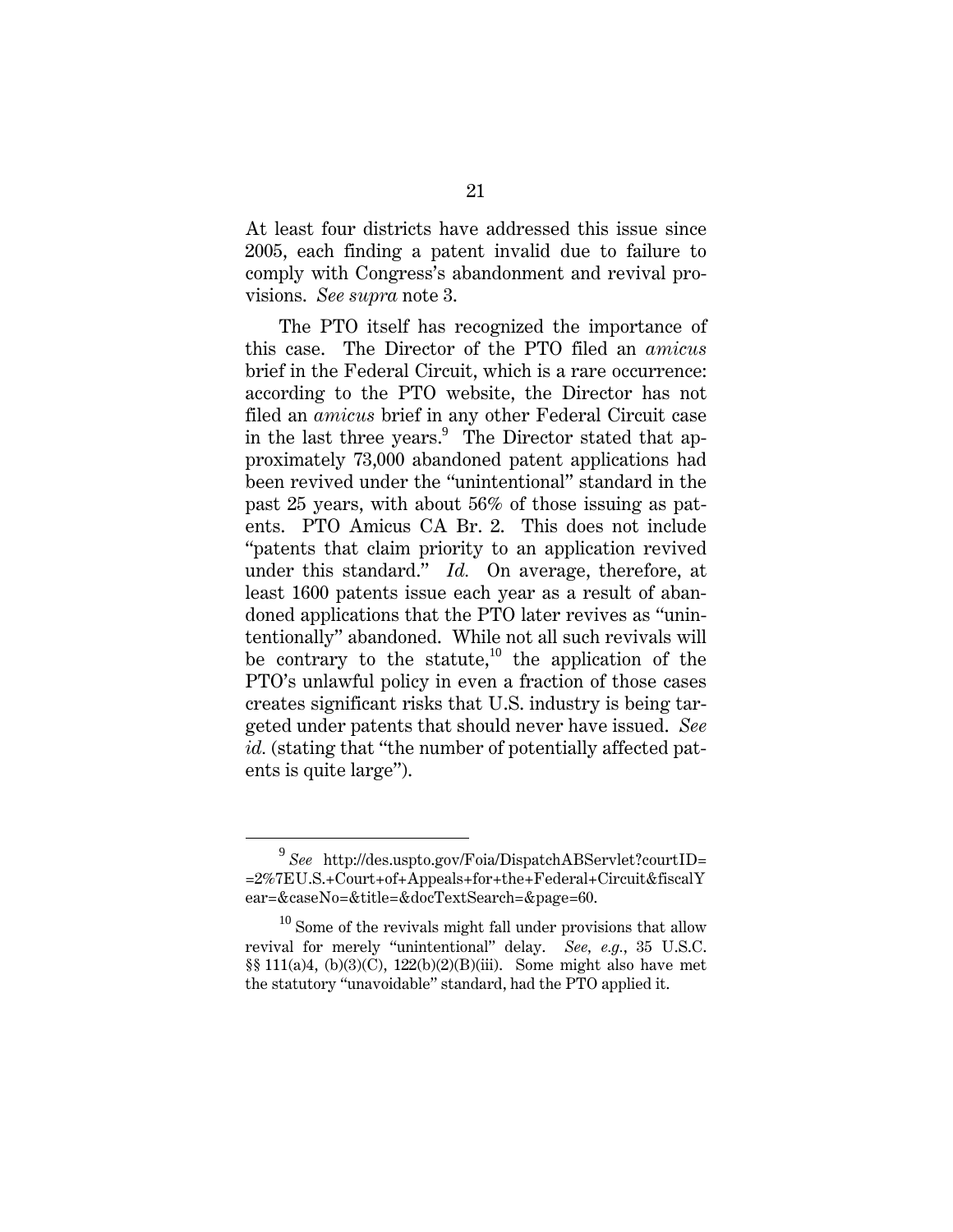At least four districts have addressed this issue since 2005, each finding a patent invalid due to failure to comply with Congress's abandonment and revival provisions. *See supra* note 3.

The PTO itself has recognized the importance of this case. The Director of the PTO filed an *amicus* brief in the Federal Circuit, which is a rare occurrence: according to the PTO website, the Director has not filed an *amicus* brief in any other Federal Circuit case in the last three years.[9] The Director stated that approximately 73,000 abandoned patent applications had been revived under the "unintentional" standard in the past 25 years, with about 56% of those issuing as patents. PTO Amicus CA Br. 2. This does not include "patents that claim priority to an application revived under this standard." *Id.* On average, therefore, at least 1600 patents issue each year as a result of abandoned applications that the PTO later revives as "unintentionally" abandoned. While not all such revivals will be contrary to the statute,[10] the application of the PTO's unlawful policy in even a fraction of those cases creates significant risks that U.S. industry is being targeted under patents that should never have issued. *See id.* (stating that "the number of potentially affected patents is quite large").

---

[9] *See* http://des.uspto.gov/Foia/DispatchABServlet?courtID==2%7EU.S.+Court+of+Appeals+for+the+Federal+Circuit&fiscalYear=&caseNo=&title=&docTextSearch=&page=60.

[10] Some of the revivals might fall under provisions that allow revival for merely "unintentional" delay. *See, e.g.*, 35 U.S.C. §§ 111(a)4, (b)(3)(C), 122(b)(2)(B)(iii). Some might also have met the statutory "unavoidable" standard, had the PTO applied it.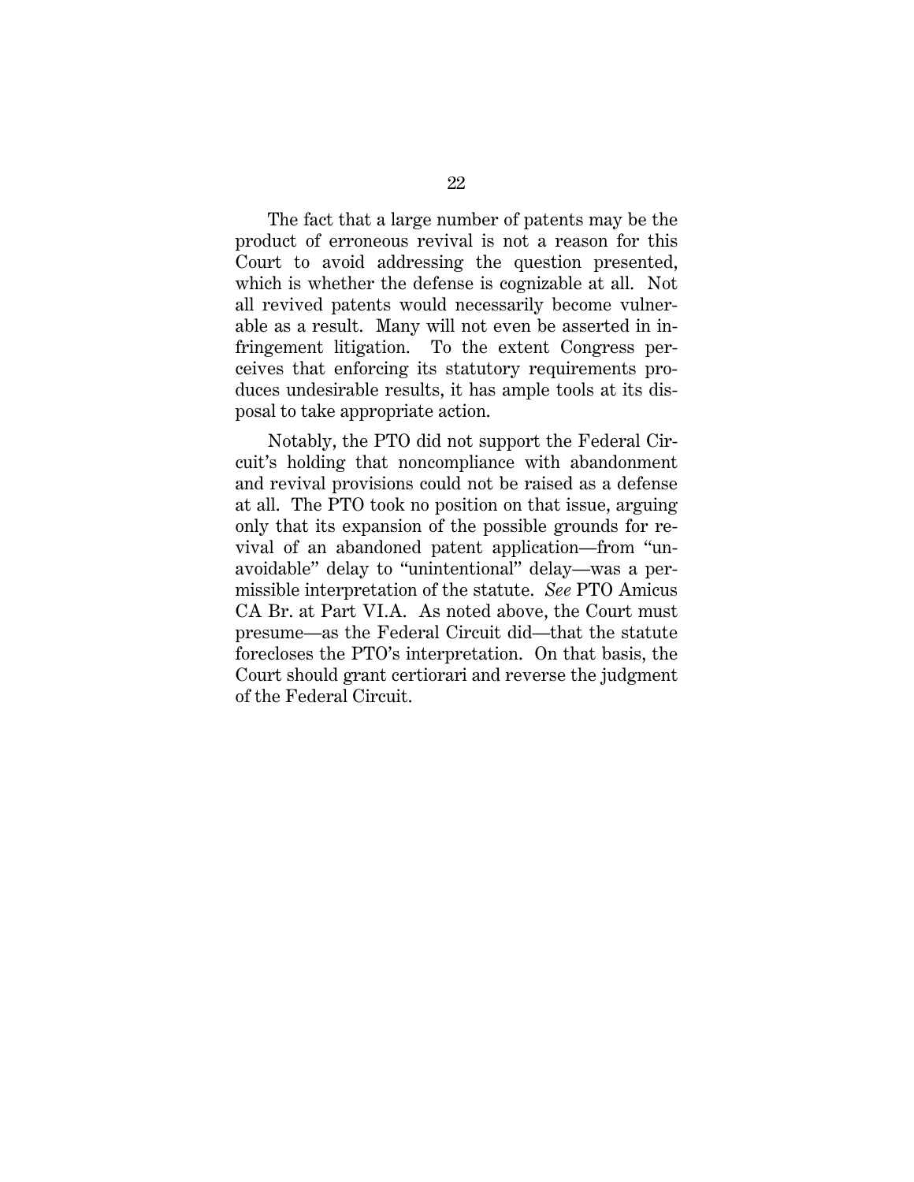The fact that a large number of patents may be the product of erroneous revival is not a reason for this Court to avoid addressing the question presented, which is whether the defense is cognizable at all. Not all revived patents would necessarily become vulnerable as a result. Many will not even be asserted in infringement litigation. To the extent Congress perceives that enforcing its statutory requirements produces undesirable results, it has ample tools at its disposal to take appropriate action.

Notably, the PTO did not support the Federal Circuit's holding that noncompliance with abandonment and revival provisions could not be raised as a defense at all. The PTO took no position on that issue, arguing only that its expansion of the possible grounds for revival of an abandoned patent application—from "unavoidable" delay to "unintentional" delay—was a permissible interpretation of the statute. *See* PTO Amicus CA Br. at Part VI.A. As noted above, the Court must presume—as the Federal Circuit did—that the statute forecloses the PTO's interpretation. On that basis, the Court should grant certiorari and reverse the judgment of the Federal Circuit.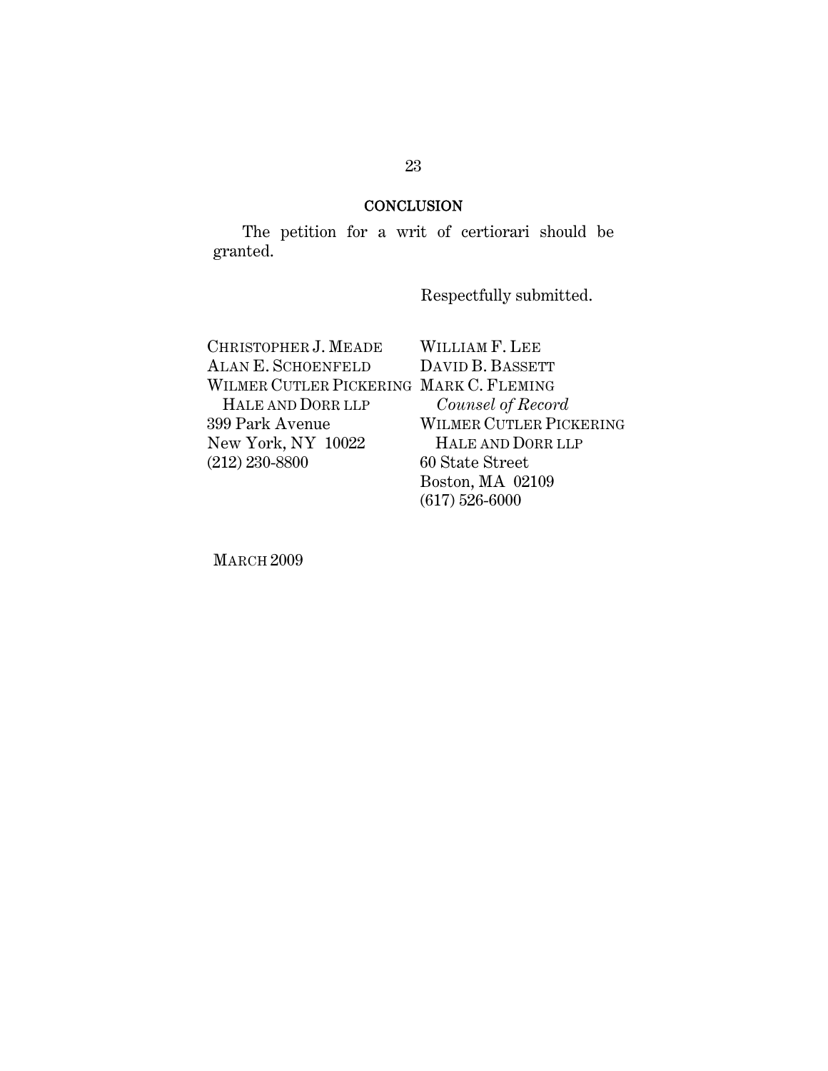## CONCLUSION

The petition for a writ of certiorari should be granted.

Respectfully submitted.

CHRISTOPHER J. MEADE
ALAN E. SCHOENFELD
WILMER CUTLER PICKERING
HALE AND DORR LLP
399 Park Avenue
New York, NY 10022
(212) 230-8800

WILLIAM F. LEE
DAVID B. BASSETT
MARK C. FLEMING
*Counsel of Record*
WILMER CUTLER PICKERING
HALE AND DORR LLP
60 State Street
Boston, MA 02109
(617) 526-6000

MARCH 2009